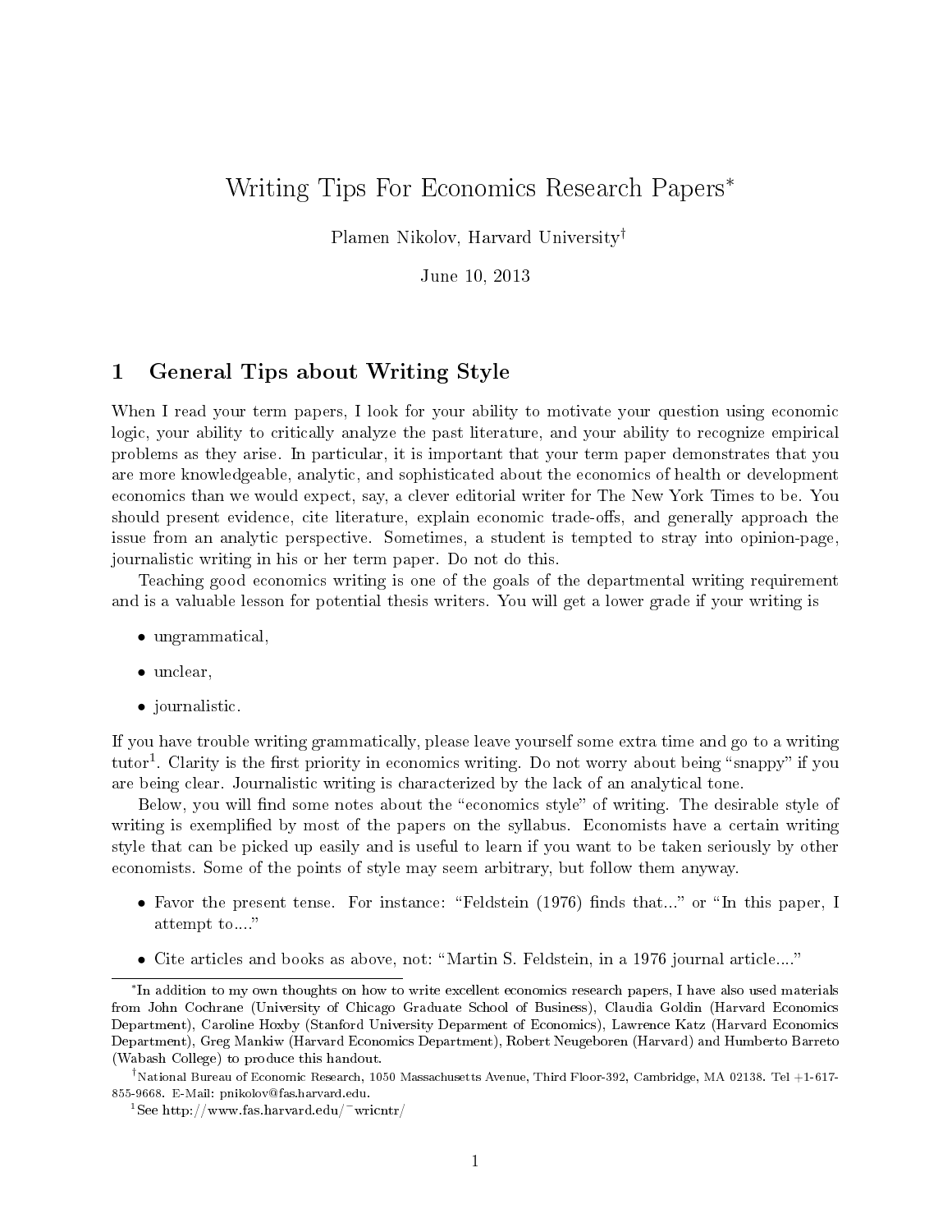# Writing Tips For Economics Research Papers[*]

Plamen Nikolov, Harvard University[†]

June 10, 2013

## 1 General Tips about Writing Style

When I read your term papers, I look for your ability to motivate your question using economic logic, your ability to critically analyze the past literature, and your ability to recognize empirical problems as they arise. In particular, it is important that your term paper demonstrates that you are more knowledgeable, analytic, and sophisticated about the economics of health or development economics than we would expect, say, a clever editorial writer for The New York Times to be. You should present evidence, cite literature, explain economic trade-offs, and generally approach the issue from an analytic perspective. Sometimes, a student is tempted to stray into opinion-page, journalistic writing in his or her term paper. Do not do this.

Teaching good economics writing is one of the goals of the departmental writing requirement and is a valuable lesson for potential thesis writers. You will get a lower grade if your writing is

- ungrammatical,
- unclear,
- journalistic.

If you have trouble writing grammatically, please leave yourself some extra time and go to a writing tutor[1]. Clarity is the first priority in economics writing. Do not worry about being "snappy" if you are being clear. Journalistic writing is characterized by the lack of an analytical tone.

Below, you will find some notes about the "economics style" of writing. The desirable style of writing is exemplified by most of the papers on the syllabus. Economists have a certain writing style that can be picked up easily and is useful to learn if you want to be taken seriously by other economists. Some of the points of style may seem arbitrary, but follow them anyway.

- Favor the present tense. For instance: "Feldstein (1976) finds that..." or "In this paper, I attempt to...."
- Cite articles and books as above, not: "Martin S. Feldstein, in a 1976 journal article...."

---

[*] In addition to my own thoughts on how to write excellent economics research papers, I have also used materials from John Cochrane (University of Chicago Graduate School of Business), Claudia Goldin (Harvard Economics Department), Caroline Hoxby (Stanford University Deparment of Economics), Lawrence Katz (Harvard Economics Department), Greg Mankiw (Harvard Economics Department), Robert Neugeboren (Harvard) and Humberto Barreto (Wabash College) to produce this handout.

[†] National Bureau of Economic Research, 1050 Massachusetts Avenue, Third Floor-392, Cambridge, MA 02138. Tel +1-617-855-9668. E-Mail: pnikolov@fas.harvard.edu.

[1] See http://www.fas.harvard.edu/~wricntr/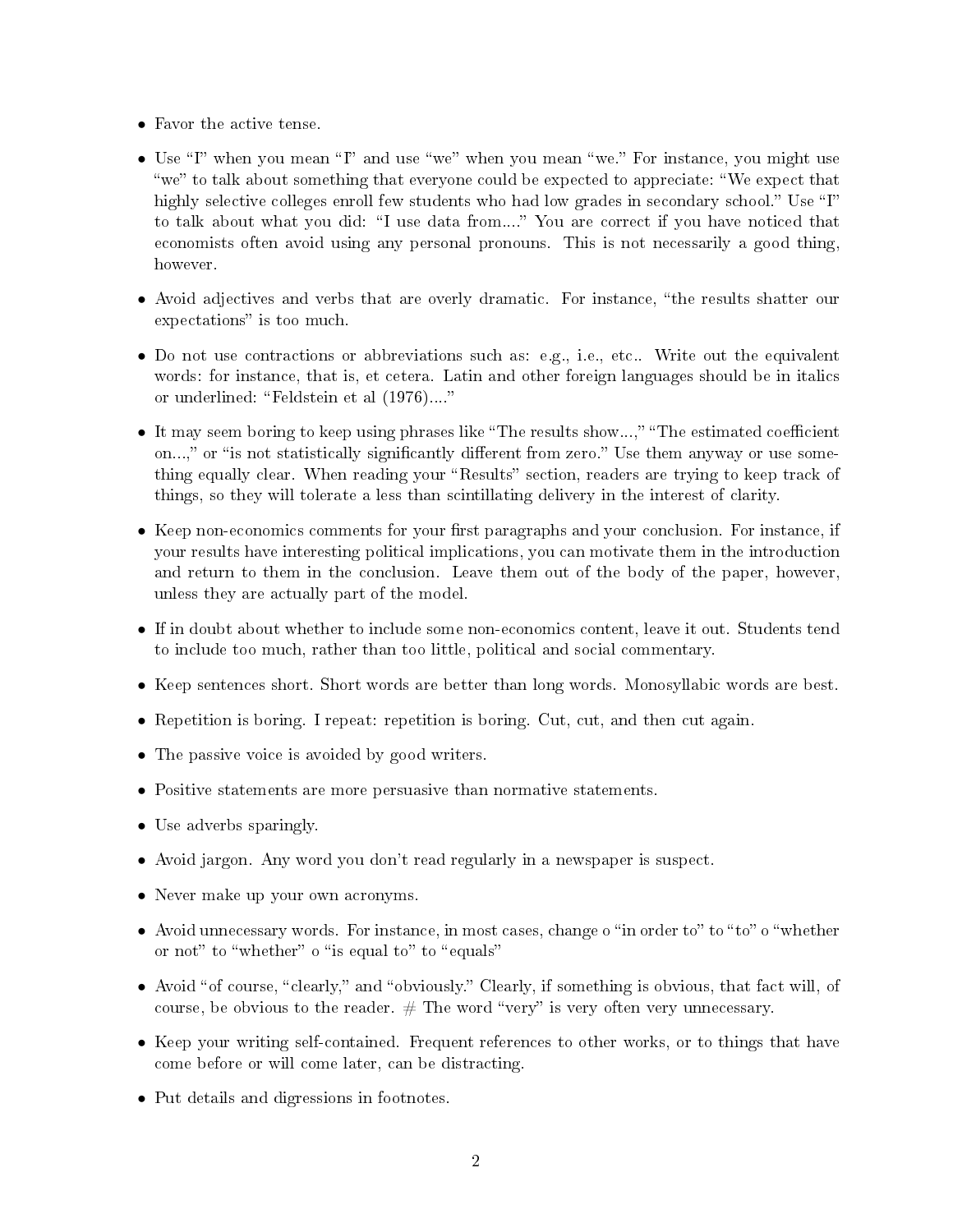- Favor the active tense.
- Use "I" when you mean "I" and use "we" when you mean "we." For instance, you might use "we" to talk about something that everyone could be expected to appreciate: "We expect that highly selective colleges enroll few students who had low grades in secondary school." Use "I" to talk about what you did: "I use data from...." You are correct if you have noticed that economists often avoid using any personal pronouns. This is not necessarily a good thing, however.
- Avoid adjectives and verbs that are overly dramatic. For instance, "the results shatter our expectations" is too much.
- Do not use contractions or abbreviations such as: e.g., i.e., etc.. Write out the equivalent words: for instance, that is, et cetera. Latin and other foreign languages should be in italics or underlined: "Feldstein et al (1976)...."
- It may seem boring to keep using phrases like "The results show...," "The estimated coefficient on...," or "is not statistically significantly different from zero." Use them anyway or use something equally clear. When reading your "Results" section, readers are trying to keep track of things, so they will tolerate a less than scintillating delivery in the interest of clarity.
- Keep non-economics comments for your first paragraphs and your conclusion. For instance, if your results have interesting political implications, you can motivate them in the introduction and return to them in the conclusion. Leave them out of the body of the paper, however, unless they are actually part of the model.
- If in doubt about whether to include some non-economics content, leave it out. Students tend to include too much, rather than too little, political and social commentary.
- Keep sentences short. Short words are better than long words. Monosyllabic words are best.
- Repetition is boring. I repeat: repetition is boring. Cut, cut, and then cut again.
- The passive voice is avoided by good writers.
- Positive statements are more persuasive than normative statements.
- Use adverbs sparingly.
- Avoid jargon. Any word you don't read regularly in a newspaper is suspect.
- Never make up your own acronyms.
- Avoid unnecessary words. For instance, in most cases, change o "in order to" to "to" o "whether or not" to "whether" o "is equal to" to "equals"
- Avoid "of course, "clearly," and "obviously." Clearly, if something is obvious, that fact will, of course, be obvious to the reader. # The word "very" is very often very unnecessary.
- Keep your writing self-contained. Frequent references to other works, or to things that have come before or will come later, can be distracting.
- Put details and digressions in footnotes.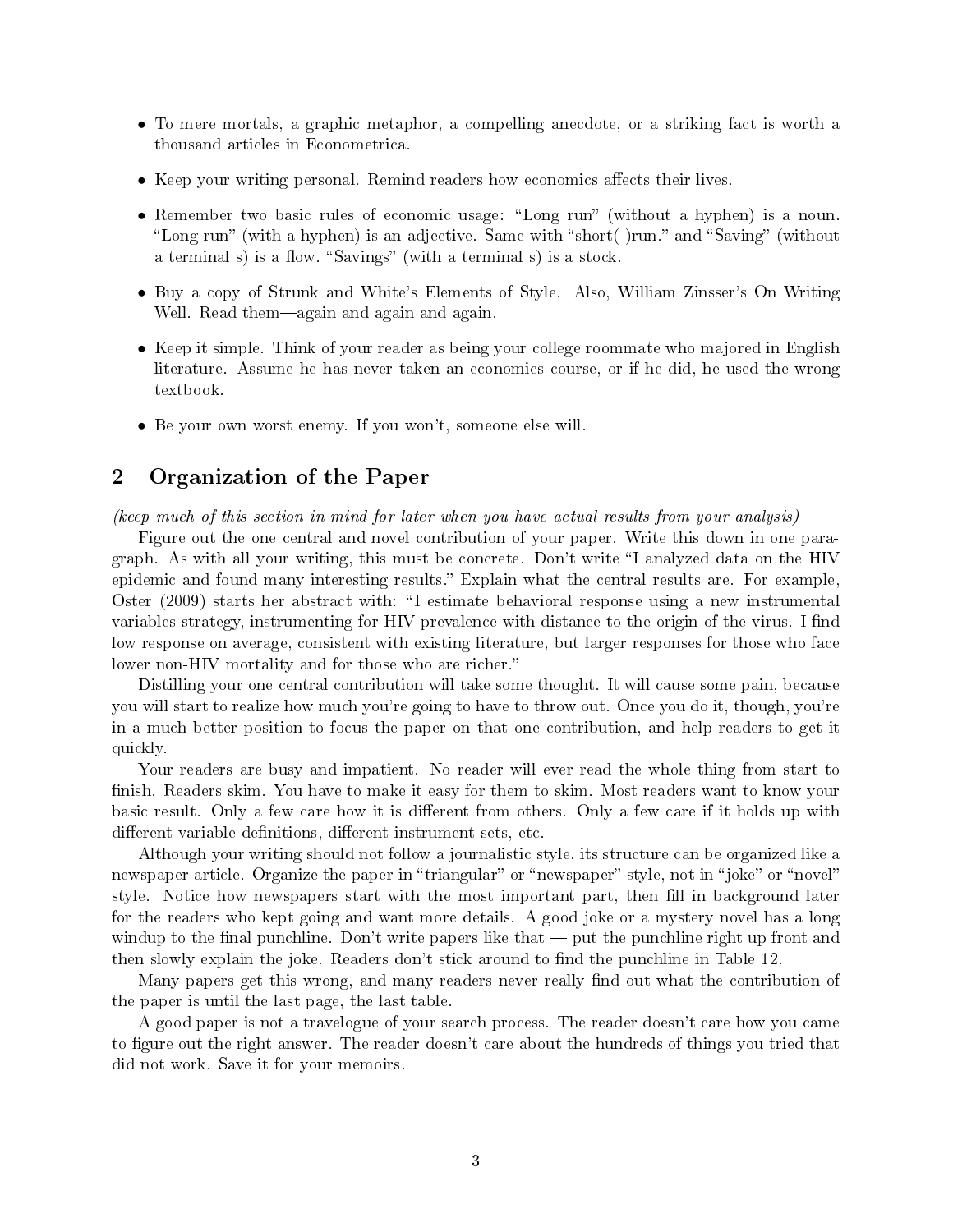- To mere mortals, a graphic metaphor, a compelling anecdote, or a striking fact is worth a thousand articles in Econometrica.
- Keep your writing personal. Remind readers how economics affects their lives.
- Remember two basic rules of economic usage: "Long run" (without a hyphen) is a noun. "Long-run" (with a hyphen) is an adjective. Same with "short(-)run." and "Saving" (without a terminal s) is a flow. "Savings" (with a terminal s) is a stock.
- Buy a copy of Strunk and White's Elements of Style. Also, William Zinsser's On Writing Well. Read them—again and again and again.
- Keep it simple. Think of your reader as being your college roommate who majored in English literature. Assume he has never taken an economics course, or if he did, he used the wrong textbook.
- Be your own worst enemy. If you won't, someone else will.

## 2 Organization of the Paper

*(keep much of this section in mind for later when you have actual results from your analysis)*

Figure out the one central and novel contribution of your paper. Write this down in one paragraph. As with all your writing, this must be concrete. Don't write "I analyzed data on the HIV epidemic and found many interesting results." Explain what the central results are. For example, Oster (2009) starts her abstract with: "I estimate behavioral response using a new instrumental variables strategy, instrumenting for HIV prevalence with distance to the origin of the virus. I find low response on average, consistent with existing literature, but larger responses for those who face lower non-HIV mortality and for those who are richer."

Distilling your one central contribution will take some thought. It will cause some pain, because you will start to realize how much you're going to have to throw out. Once you do it, though, you're in a much better position to focus the paper on that one contribution, and help readers to get it quickly.

Your readers are busy and impatient. No reader will ever read the whole thing from start to finish. Readers skim. You have to make it easy for them to skim. Most readers want to know your basic result. Only a few care how it is different from others. Only a few care if it holds up with different variable definitions, different instrument sets, etc.

Although your writing should not follow a journalistic style, its structure can be organized like a newspaper article. Organize the paper in "triangular" or "newspaper" style, not in "joke" or "novel" style. Notice how newspapers start with the most important part, then fill in background later for the readers who kept going and want more details. A good joke or a mystery novel has a long windup to the final punchline. Don't write papers like that — put the punchline right up front and then slowly explain the joke. Readers don't stick around to find the punchline in Table 12.

Many papers get this wrong, and many readers never really find out what the contribution of the paper is until the last page, the last table.

A good paper is not a travelogue of your search process. The reader doesn't care how you came to figure out the right answer. The reader doesn't care about the hundreds of things you tried that did not work. Save it for your memoirs.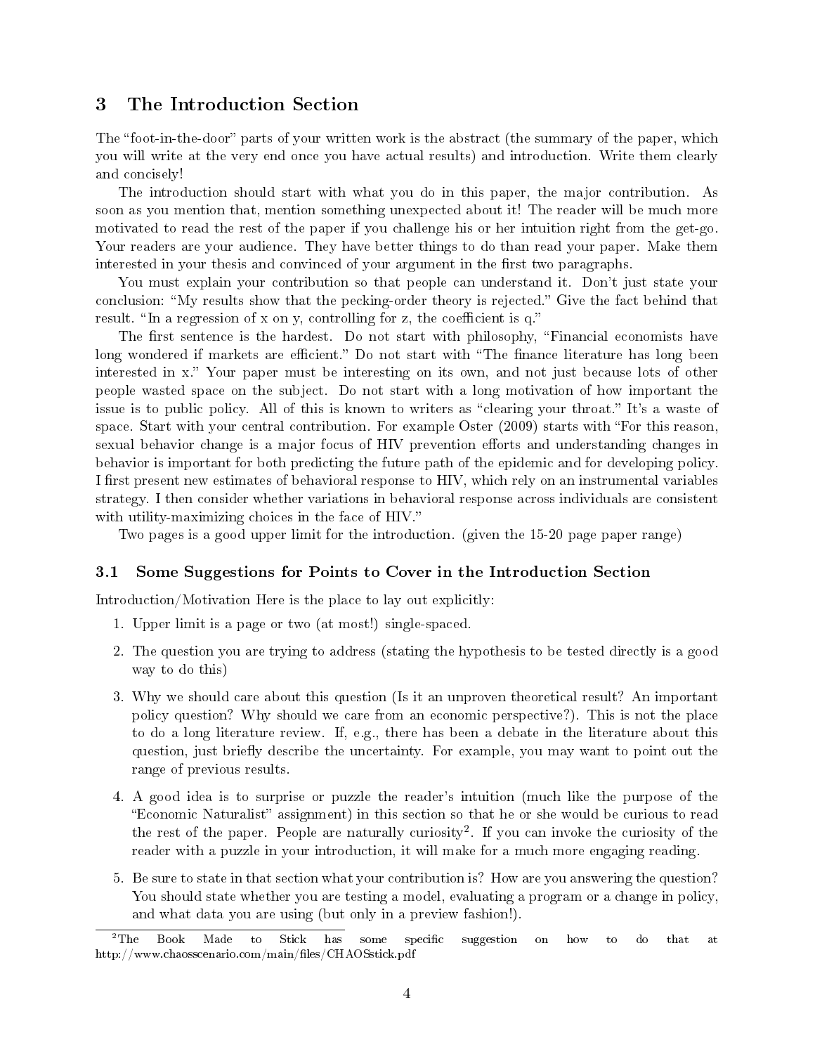## 3 The Introduction Section

The "foot-in-the-door" parts of your written work is the abstract (the summary of the paper, which you will write at the very end once you have actual results) and introduction. Write them clearly and concisely!

The introduction should start with what you do in this paper, the major contribution. As soon as you mention that, mention something unexpected about it! The reader will be much more motivated to read the rest of the paper if you challenge his or her intuition right from the get-go. Your readers are your audience. They have better things to do than read your paper. Make them interested in your thesis and convinced of your argument in the first two paragraphs.

You must explain your contribution so that people can understand it. Don't just state your conclusion: "My results show that the pecking-order theory is rejected." Give the fact behind that result. "In a regression of x on y, controlling for z, the coefficient is q."

The first sentence is the hardest. Do not start with philosophy, "Financial economists have long wondered if markets are efficient." Do not start with "The finance literature has long been interested in x." Your paper must be interesting on its own, and not just because lots of other people wasted space on the subject. Do not start with a long motivation of how important the issue is to public policy. All of this is known to writers as "clearing your throat." It's a waste of space. Start with your central contribution. For example Oster (2009) starts with "For this reason, sexual behavior change is a major focus of HIV prevention efforts and understanding changes in behavior is important for both predicting the future path of the epidemic and for developing policy. I first present new estimates of behavioral response to HIV, which rely on an instrumental variables strategy. I then consider whether variations in behavioral response across individuals are consistent with utility-maximizing choices in the face of HIV."

Two pages is a good upper limit for the introduction. (given the 15-20 page paper range)

### 3.1 Some Suggestions for Points to Cover in the Introduction Section

Introduction/Motivation Here is the place to lay out explicitly:

1. Upper limit is a page or two (at most!) single-spaced.
2. The question you are trying to address (stating the hypothesis to be tested directly is a good way to do this)
3. Why we should care about this question (Is it an unproven theoretical result? An important policy question? Why should we care from an economic perspective?). This is not the place to do a long literature review. If, e.g., there has been a debate in the literature about this question, just briefly describe the uncertainty. For example, you may want to point out the range of previous results.
4. A good idea is to surprise or puzzle the reader's intuition (much like the purpose of the "Economic Naturalist" assignment) in this section so that he or she would be curious to read the rest of the paper. People are naturally curiosity[2]. If you can invoke the curiosity of the reader with a puzzle in your introduction, it will make for a much more engaging reading.
5. Be sure to state in that section what your contribution is? How are you answering the question? You should state whether you are testing a model, evaluating a program or a change in policy, and what data you are using (but only in a preview fashion!).

[2] The Book Made to Stick has some specific suggestion on how to do that at http://www.chaosscenario.com/main/files/CHAOSstick.pdf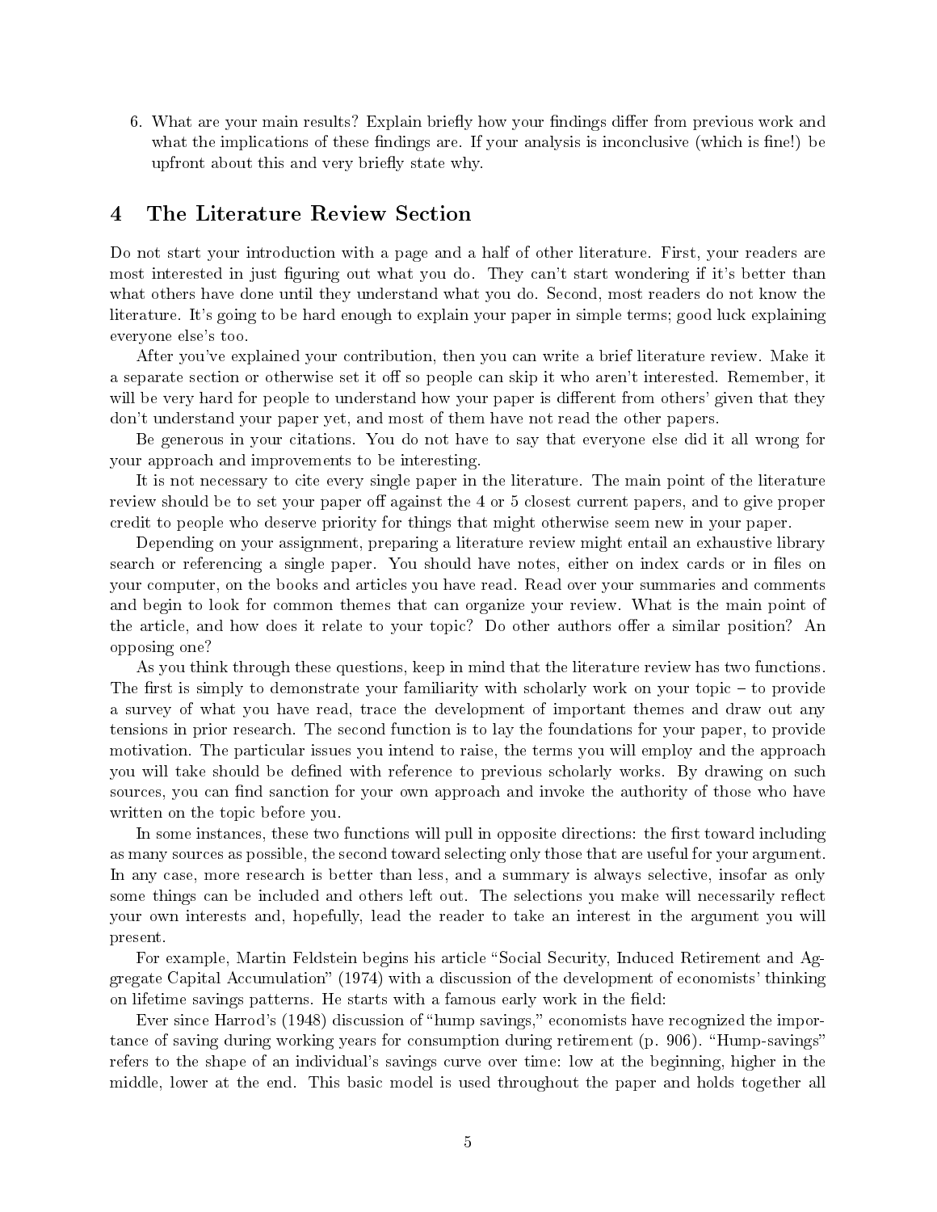6. What are your main results? Explain briefly how your findings differ from previous work and what the implications of these findings are. If your analysis is inconclusive (which is fine!) be upfront about this and very briefly state why.

## 4 The Literature Review Section

Do not start your introduction with a page and a half of other literature. First, your readers are most interested in just figuring out what you do. They can't start wondering if it's better than what others have done until they understand what you do. Second, most readers do not know the literature. It's going to be hard enough to explain your paper in simple terms; good luck explaining everyone else's too.

After you've explained your contribution, then you can write a brief literature review. Make it a separate section or otherwise set it off so people can skip it who aren't interested. Remember, it will be very hard for people to understand how your paper is different from others' given that they don't understand your paper yet, and most of them have not read the other papers.

Be generous in your citations. You do not have to say that everyone else did it all wrong for your approach and improvements to be interesting.

It is not necessary to cite every single paper in the literature. The main point of the literature review should be to set your paper off against the 4 or 5 closest current papers, and to give proper credit to people who deserve priority for things that might otherwise seem new in your paper.

Depending on your assignment, preparing a literature review might entail an exhaustive library search or referencing a single paper. You should have notes, either on index cards or in files on your computer, on the books and articles you have read. Read over your summaries and comments and begin to look for common themes that can organize your review. What is the main point of the article, and how does it relate to your topic? Do other authors offer a similar position? An opposing one?

As you think through these questions, keep in mind that the literature review has two functions. The first is simply to demonstrate your familiarity with scholarly work on your topic – to provide a survey of what you have read, trace the development of important themes and draw out any tensions in prior research. The second function is to lay the foundations for your paper, to provide motivation. The particular issues you intend to raise, the terms you will employ and the approach you will take should be defined with reference to previous scholarly works. By drawing on such sources, you can find sanction for your own approach and invoke the authority of those who have written on the topic before you.

In some instances, these two functions will pull in opposite directions: the first toward including as many sources as possible, the second toward selecting only those that are useful for your argument. In any case, more research is better than less, and a summary is always selective, insofar as only some things can be included and others left out. The selections you make will necessarily reflect your own interests and, hopefully, lead the reader to take an interest in the argument you will present.

For example, Martin Feldstein begins his article "Social Security, Induced Retirement and Aggregate Capital Accumulation" (1974) with a discussion of the development of economists' thinking on lifetime savings patterns. He starts with a famous early work in the field:

Ever since Harrod's (1948) discussion of "hump savings," economists have recognized the importance of saving during working years for consumption during retirement (p. 906). "Hump-savings" refers to the shape of an individual's savings curve over time: low at the beginning, higher in the middle, lower at the end. This basic model is used throughout the paper and holds together all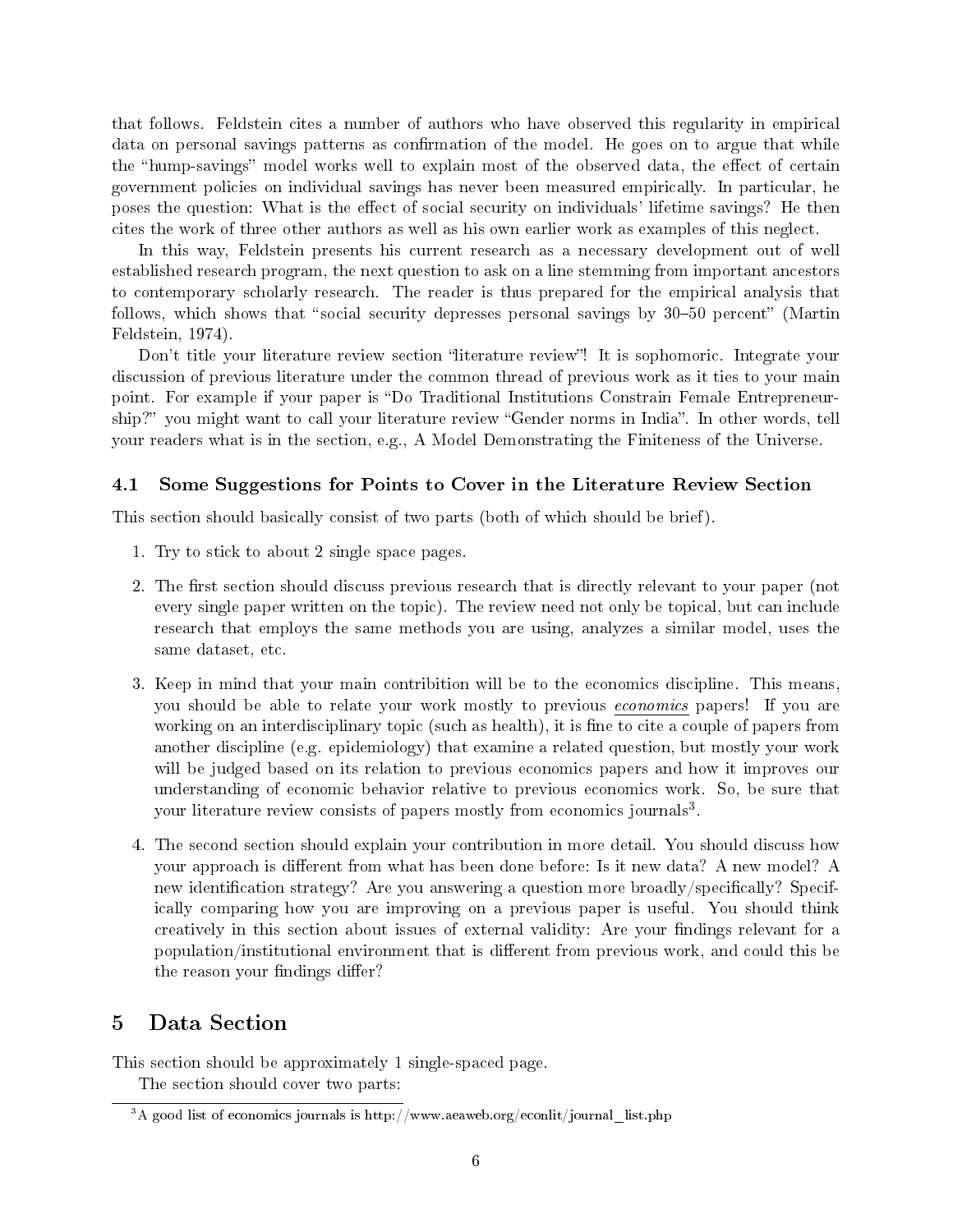that follows. Feldstein cites a number of authors who have observed this regularity in empirical data on personal savings patterns as confirmation of the model. He goes on to argue that while the "hump-savings" model works well to explain most of the observed data, the effect of certain government policies on individual savings has never been measured empirically. In particular, he poses the question: What is the effect of social security on individuals' lifetime savings? He then cites the work of three other authors as well as his own earlier work as examples of this neglect.

In this way, Feldstein presents his current research as a necessary development out of well established research program, the next question to ask on a line stemming from important ancestors to contemporary scholarly research. The reader is thus prepared for the empirical analysis that follows, which shows that "social security depresses personal savings by 30–50 percent" (Martin Feldstein, 1974).

Don't title your literature review section "literature review"! It is sophomoric. Integrate your discussion of previous literature under the common thread of previous work as it ties to your main point. For example if your paper is "Do Traditional Institutions Constrain Female Entrepreneurship?" you might want to call your literature review "Gender norms in India". In other words, tell your readers what is in the section, e.g., A Model Demonstrating the Finiteness of the Universe.

### 4.1 Some Suggestions for Points to Cover in the Literature Review Section

This section should basically consist of two parts (both of which should be brief).

1. Try to stick to about 2 single space pages.
2. The first section should discuss previous research that is directly relevant to your paper (not every single paper written on the topic). The review need not only be topical, but can include research that employs the same methods you are using, analyzes a similar model, uses the same dataset, etc.
3. Keep in mind that your main contribition will be to the economics discipline. This means, you should be able to relate your work mostly to previous <u>*economics*</u> papers! If you are working on an interdisciplinary topic (such as health), it is fine to cite a couple of papers from another discipline (e.g. epidemiology) that examine a related question, but mostly your work will be judged based on its relation to previous economics papers and how it improves our understanding of economic behavior relative to previous economics work. So, be sure that your literature review consists of papers mostly from economics journals[3].
4. The second section should explain your contribution in more detail. You should discuss how your approach is different from what has been done before: Is it new data? A new model? A new identification strategy? Are you answering a question more broadly/specifically? Specifically comparing how you are improving on a previous paper is useful. You should think creatively in this section about issues of external validity: Are your findings relevant for a population/institutional environment that is different from previous work, and could this be the reason your findings differ?

## 5 Data Section

This section should be approximately 1 single-spaced page.

The section should cover two parts:

---

[3] A good list of economics journals is http://www.aeaweb.org/econlit/journal_list.php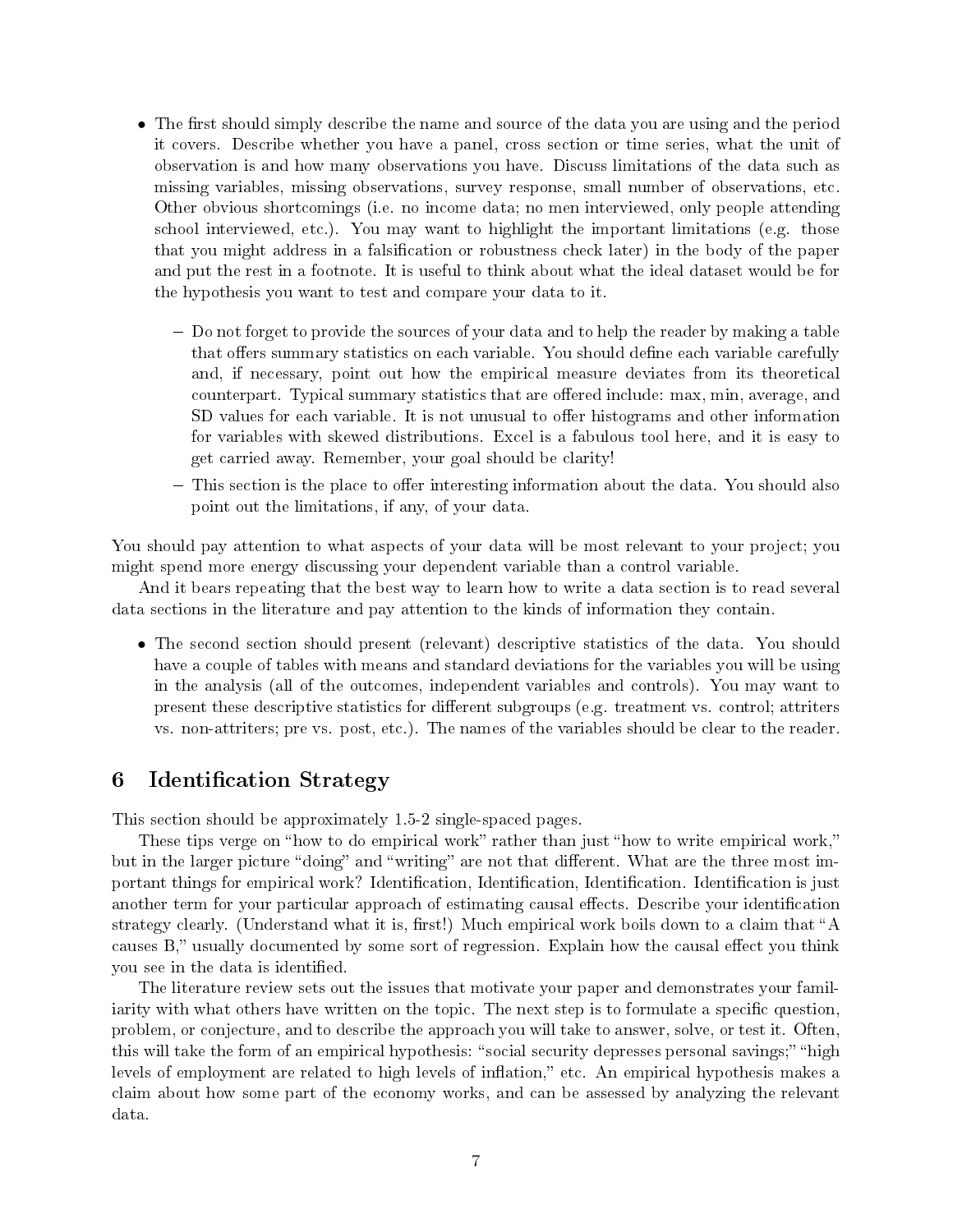- The first should simply describe the name and source of the data you are using and the period it covers. Describe whether you have a panel, cross section or time series, what the unit of observation is and how many observations you have. Discuss limitations of the data such as missing variables, missing observations, survey response, small number of observations, etc. Other obvious shortcomings (i.e. no income data; no men interviewed, only people attending school interviewed, etc.). You may want to highlight the important limitations (e.g. those that you might address in a falsification or robustness check later) in the body of the paper and put the rest in a footnote. It is useful to think about what the ideal dataset would be for the hypothesis you want to test and compare your data to it.
  - Do not forget to provide the sources of your data and to help the reader by making a table that offers summary statistics on each variable. You should define each variable carefully and, if necessary, point out how the empirical measure deviates from its theoretical counterpart. Typical summary statistics that are offered include: max, min, average, and SD values for each variable. It is not unusual to offer histograms and other information for variables with skewed distributions. Excel is a fabulous tool here, and it is easy to get carried away. Remember, your goal should be clarity!
  - This section is the place to offer interesting information about the data. You should also point out the limitations, if any, of your data.

You should pay attention to what aspects of your data will be most relevant to your project; you might spend more energy discussing your dependent variable than a control variable.

And it bears repeating that the best way to learn how to write a data section is to read several data sections in the literature and pay attention to the kinds of information they contain.

- The second section should present (relevant) descriptive statistics of the data. You should have a couple of tables with means and standard deviations for the variables you will be using in the analysis (all of the outcomes, independent variables and controls). You may want to present these descriptive statistics for different subgroups (e.g. treatment vs. control; attriters vs. non-attriters; pre vs. post, etc.). The names of the variables should be clear to the reader.

## 6 Identification Strategy

This section should be approximately 1.5-2 single-spaced pages.

These tips verge on "how to do empirical work" rather than just "how to write empirical work," but in the larger picture "doing" and "writing" are not that different. What are the three most important things for empirical work? Identification, Identification, Identification. Identification is just another term for your particular approach of estimating causal effects. Describe your identification strategy clearly. (Understand what it is, first!) Much empirical work boils down to a claim that "A causes B," usually documented by some sort of regression. Explain how the causal effect you think you see in the data is identified.

The literature review sets out the issues that motivate your paper and demonstrates your familiarity with what others have written on the topic. The next step is to formulate a specific question, problem, or conjecture, and to describe the approach you will take to answer, solve, or test it. Often, this will take the form of an empirical hypothesis: "social security depresses personal savings;" "high levels of employment are related to high levels of inflation," etc. An empirical hypothesis makes a claim about how some part of the economy works, and can be assessed by analyzing the relevant data.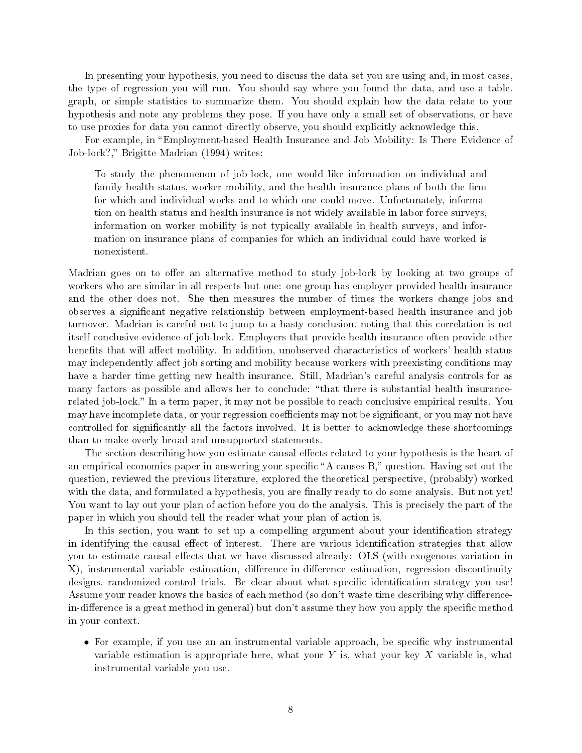In presenting your hypothesis, you need to discuss the data set you are using and, in most cases, the type of regression you will run. You should say where you found the data, and use a table, graph, or simple statistics to summarize them. You should explain how the data relate to your hypothesis and note any problems they pose. If you have only a small set of observations, or have to use proxies for data you cannot directly observe, you should explicitly acknowledge this.

For example, in "Employment-based Health Insurance and Job Mobility: Is There Evidence of Job-lock?," Brigitte Madrian (1994) writes:

> To study the phenomenon of job-lock, one would like information on individual and family health status, worker mobility, and the health insurance plans of both the firm for which and individual works and to which one could move. Unfortunately, information on health status and health insurance is not widely available in labor force surveys, information on worker mobility is not typically available in health surveys, and information on insurance plans of companies for which an individual could have worked is nonexistent.

Madrian goes on to offer an alternative method to study job-lock by looking at two groups of workers who are similar in all respects but one: one group has employer provided health insurance and the other does not. She then measures the number of times the workers change jobs and observes a significant negative relationship between employment-based health insurance and job turnover. Madrian is careful not to jump to a hasty conclusion, noting that this correlation is not itself conclusive evidence of job-lock. Employers that provide health insurance often provide other benefits that will affect mobility. In addition, unobserved characteristics of workers' health status may independently affect job sorting and mobility because workers with preexisting conditions may have a harder time getting new health insurance. Still, Madrian's careful analysis controls for as many factors as possible and allows her to conclude: "that there is substantial health insurance-related job-lock." In a term paper, it may not be possible to reach conclusive empirical results. You may have incomplete data, or your regression coefficients may not be significant, or you may not have controlled for significantly all the factors involved. It is better to acknowledge these shortcomings than to make overly broad and unsupported statements.

The section describing how you estimate causal effects related to your hypothesis is the heart of an empirical economics paper in answering your specific "A causes B," question. Having set out the question, reviewed the previous literature, explored the theoretical perspective, (probably) worked with the data, and formulated a hypothesis, you are finally ready to do some analysis. But not yet! You want to lay out your plan of action before you do the analysis. This is precisely the part of the paper in which you should tell the reader what your plan of action is.

In this section, you want to set up a compelling argument about your identification strategy in identifying the causal effect of interest. There are various identification strategies that allow you to estimate causal effects that we have discussed already: OLS (with exogenous variation in X), instrumental variable estimation, difference-in-difference estimation, regression discontinuity designs, randomized control trials. Be clear about what specific identification strategy you use! Assume your reader knows the basics of each method (so don't waste time describing why difference-in-difference is a great method in general) but don't assume they how you apply the specific method in your context.

- For example, if you use an an instrumental variable approach, be specific why instrumental variable estimation is appropriate here, what your $Y$ is, what your key $X$ variable is, what instrumental variable you use.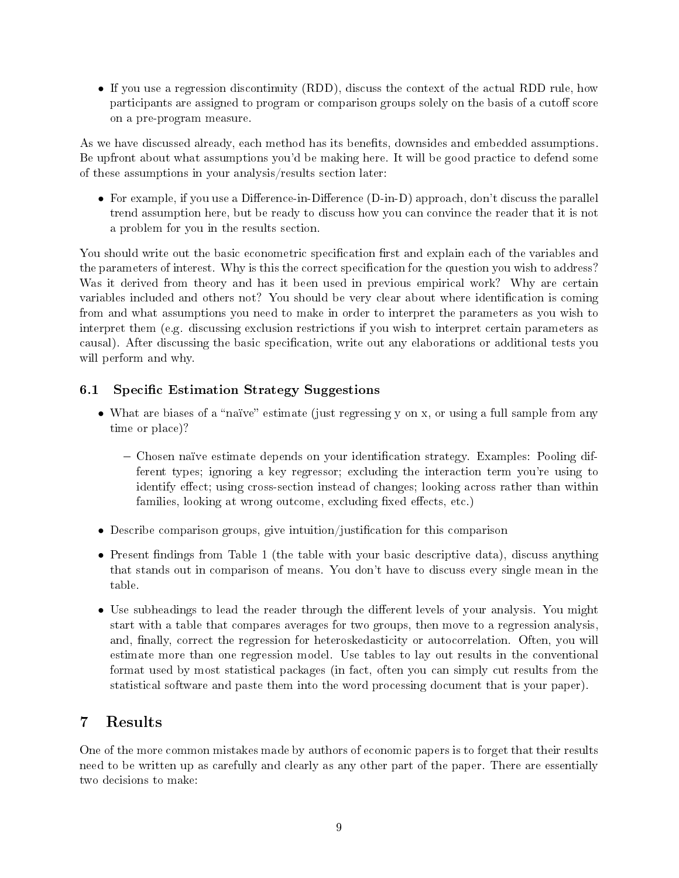- If you use a regression discontinuity (RDD), discuss the context of the actual RDD rule, how participants are assigned to program or comparison groups solely on the basis of a cutoff score on a pre-program measure.

As we have discussed already, each method has its benefits, downsides and embedded assumptions. Be upfront about what assumptions you'd be making here. It will be good practice to defend some of these assumptions in your analysis/results section later:

- For example, if you use a Difference-in-Difference (D-in-D) approach, don't discuss the parallel trend assumption here, but be ready to discuss how you can convince the reader that it is not a problem for you in the results section.

You should write out the basic econometric specification first and explain each of the variables and the parameters of interest. Why is this the correct specification for the question you wish to address? Was it derived from theory and has it been used in previous empirical work? Why are certain variables included and others not? You should be very clear about where identification is coming from and what assumptions you need to make in order to interpret the parameters as you wish to interpret them (e.g. discussing exclusion restrictions if you wish to interpret certain parameters as causal). After discussing the basic specification, write out any elaborations or additional tests you will perform and why.

### 6.1 Specific Estimation Strategy Suggestions

- What are biases of a "naïve" estimate (just regressing y on x, or using a full sample from any time or place)?
  - Chosen naïve estimate depends on your identification strategy. Examples: Pooling different types; ignoring a key regressor; excluding the interaction term you're using to identify effect; using cross-section instead of changes; looking across rather than within families, looking at wrong outcome, excluding fixed effects, etc.)
- Describe comparison groups, give intuition/justification for this comparison
- Present findings from Table 1 (the table with your basic descriptive data), discuss anything that stands out in comparison of means. You don't have to discuss every single mean in the table.
- Use subheadings to lead the reader through the different levels of your analysis. You might start with a table that compares averages for two groups, then move to a regression analysis, and, finally, correct the regression for heteroskedasticity or autocorrelation. Often, you will estimate more than one regression model. Use tables to lay out results in the conventional format used by most statistical packages (in fact, often you can simply cut results from the statistical software and paste them into the word processing document that is your paper).

## 7 Results

One of the more common mistakes made by authors of economic papers is to forget that their results need to be written up as carefully and clearly as any other part of the paper. There are essentially two decisions to make: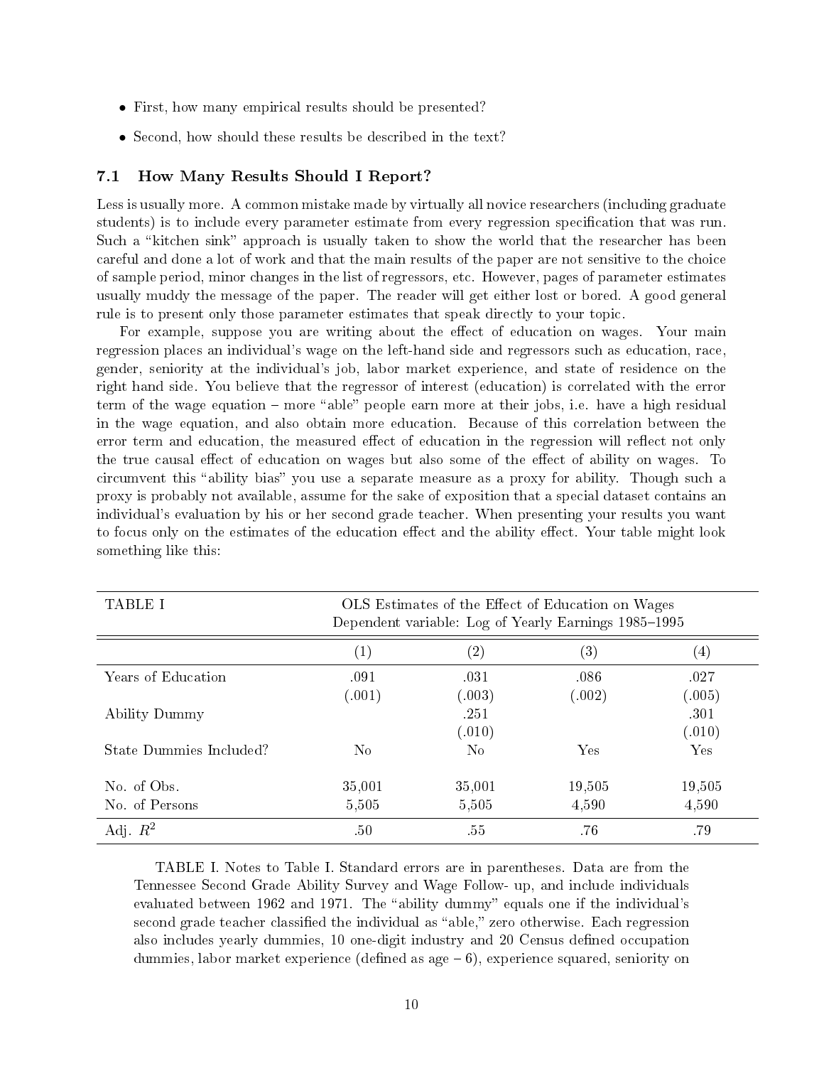- First, how many empirical results should be presented?
- Second, how should these results be described in the text?

### 7.1 How Many Results Should I Report?

Less is usually more. A common mistake made by virtually all novice researchers (including graduate students) is to include every parameter estimate from every regression specification that was run. Such a "kitchen sink" approach is usually taken to show the world that the researcher has been careful and done a lot of work and that the main results of the paper are not sensitive to the choice of sample period, minor changes in the list of regressors, etc. However, pages of parameter estimates usually muddy the message of the paper. The reader will get either lost or bored. A good general rule is to present only those parameter estimates that speak directly to your topic.

For example, suppose you are writing about the effect of education on wages. Your main regression places an individual's wage on the left-hand side and regressors such as education, race, gender, seniority at the individual's job, labor market experience, and state of residence on the right hand side. You believe that the regressor of interest (education) is correlated with the error term of the wage equation – more "able" people earn more at their jobs, i.e. have a high residual in the wage equation, and also obtain more education. Because of this correlation between the error term and education, the measured effect of education in the regression will reflect not only the true causal effect of education on wages but also some of the effect of ability on wages. To circumvent this "ability bias" you use a separate measure as a proxy for ability. Though such a proxy is probably not available, assume for the sake of exposition that a special dataset contains an individual's evaluation by his or her second grade teacher. When presenting your results you want to focus only on the estimates of the education effect and the ability effect. Your table might look something like this:

| TABLE I | OLS Estimates of the Effect of Education on Wages<br>Dependent variable: Log of Yearly Earnings 1985–1995 | | | |
|---|---|---|---|---|
| | (1) | (2) | (3) | (4) |
| Years of Education | .091<br>(.001) | .031<br>(.003) | .086<br>(.002) | .027<br>(.005) |
| Ability Dummy | | .251<br>(.010) | | .301<br>(.010) |
| State Dummies Included? | No | No | Yes | Yes |
| No. of Obs. | 35,001 | 35,001 | 19,505 | 19,505 |
| No. of Persons | 5,505 | 5,505 | 4,590 | 4,590 |
| Adj. $R^2$ | .50 | .55 | .76 | .79 |

TABLE I. Notes to Table I. Standard errors are in parentheses. Data are from the Tennessee Second Grade Ability Survey and Wage Follow- up, and include individuals evaluated between 1962 and 1971. The "ability dummy" equals one if the individual's second grade teacher classified the individual as "able," zero otherwise. Each regression also includes yearly dummies, 10 one-digit industry and 20 Census defined occupation dummies, labor market experience (defined as age – 6), experience squared, seniority on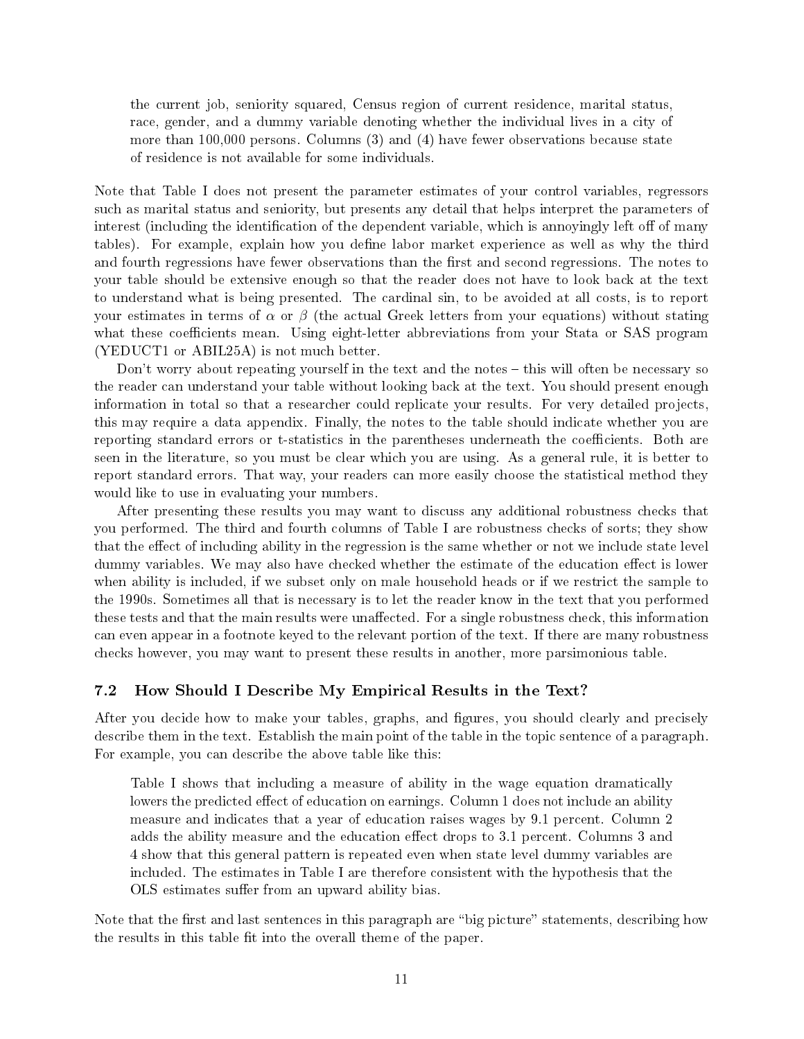> the current job, seniority squared, Census region of current residence, marital status, race, gender, and a dummy variable denoting whether the individual lives in a city of more than 100,000 persons. Columns (3) and (4) have fewer observations because state of residence is not available for some individuals.

Note that Table I does not present the parameter estimates of your control variables, regressors such as marital status and seniority, but presents any detail that helps interpret the parameters of interest (including the identification of the dependent variable, which is annoyingly left off of many tables). For example, explain how you define labor market experience as well as why the third and fourth regressions have fewer observations than the first and second regressions. The notes to your table should be extensive enough so that the reader does not have to look back at the text to understand what is being presented. The cardinal sin, to be avoided at all costs, is to report your estimates in terms of $\alpha$ or $\beta$ (the actual Greek letters from your equations) without stating what these coefficients mean. Using eight-letter abbreviations from your Stata or SAS program (YEDUCT1 or ABIL25A) is not much better.

Don't worry about repeating yourself in the text and the notes – this will often be necessary so the reader can understand your table without looking back at the text. You should present enough information in total so that a researcher could replicate your results. For very detailed projects, this may require a data appendix. Finally, the notes to the table should indicate whether you are reporting standard errors or t-statistics in the parentheses underneath the coefficients. Both are seen in the literature, so you must be clear which you are using. As a general rule, it is better to report standard errors. That way, your readers can more easily choose the statistical method they would like to use in evaluating your numbers.

After presenting these results you may want to discuss any additional robustness checks that you performed. The third and fourth columns of Table I are robustness checks of sorts; they show that the effect of including ability in the regression is the same whether or not we include state level dummy variables. We may also have checked whether the estimate of the education effect is lower when ability is included, if we subset only on male household heads or if we restrict the sample to the 1990s. Sometimes all that is necessary is to let the reader know in the text that you performed these tests and that the main results were unaffected. For a single robustness check, this information can even appear in a footnote keyed to the relevant portion of the text. If there are many robustness checks however, you may want to present these results in another, more parsimonious table.

### 7.2 How Should I Describe My Empirical Results in the Text?

After you decide how to make your tables, graphs, and figures, you should clearly and precisely describe them in the text. Establish the main point of the table in the topic sentence of a paragraph. For example, you can describe the above table like this:

> Table I shows that including a measure of ability in the wage equation dramatically lowers the predicted effect of education on earnings. Column 1 does not include an ability measure and indicates that a year of education raises wages by 9.1 percent. Column 2 adds the ability measure and the education effect drops to 3.1 percent. Columns 3 and 4 show that this general pattern is repeated even when state level dummy variables are included. The estimates in Table I are therefore consistent with the hypothesis that the OLS estimates suffer from an upward ability bias.

Note that the first and last sentences in this paragraph are "big picture" statements, describing how the results in this table fit into the overall theme of the paper.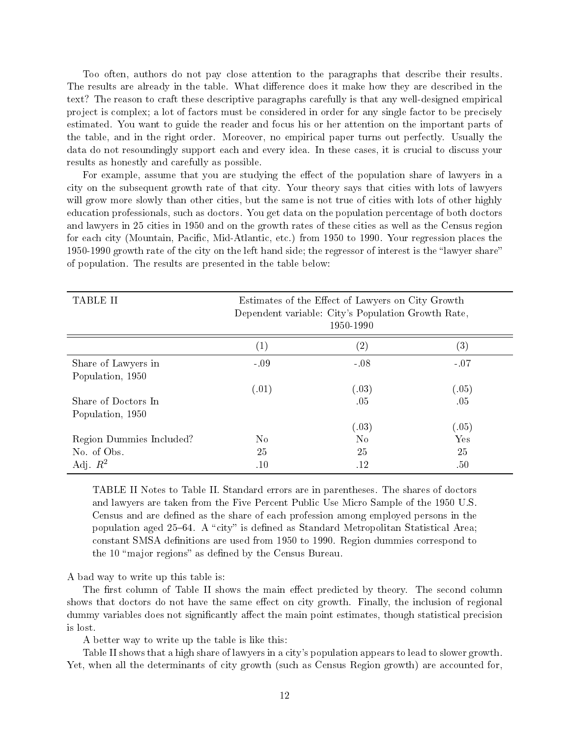Too often, authors do not pay close attention to the paragraphs that describe their results. The results are already in the table. What difference does it make how they are described in the text? The reason to craft these descriptive paragraphs carefully is that any well-designed empirical project is complex; a lot of factors must be considered in order for any single factor to be precisely estimated. You want to guide the reader and focus his or her attention on the important parts of the table, and in the right order. Moreover, no empirical paper turns out perfectly. Usually the data do not resoundingly support each and every idea. In these cases, it is crucial to discuss your results as honestly and carefully as possible.

For example, assume that you are studying the effect of the population share of lawyers in a city on the subsequent growth rate of that city. Your theory says that cities with lots of lawyers will grow more slowly than other cities, but the same is not true of cities with lots of other highly education professionals, such as doctors. You get data on the population percentage of both doctors and lawyers in 25 cities in 1950 and on the growth rates of these cities as well as the Census region for each city (Mountain, Pacific, Mid-Atlantic, etc.) from 1950 to 1990. Your regression places the 1950-1990 growth rate of the city on the left hand side; the regressor of interest is the "lawyer share" of population. The results are presented in the table below:

| TABLE II | Estimates of the Effect of Lawyers on City Growth Dependent variable: City's Population Growth Rate, 1950-1990 | | |
|---|---|---|---|
| | (1) | (2) | (3) |
| Share of Lawyers in Population, 1950 | -.09 | -.08 | -.07 |
| | (.01) | (.03) | (.05) |
| Share of Doctors In Population, 1950 | | .05 | .05 |
| | | (.03) | (.05) |
| Region Dummies Included? | No | No | Yes |
| No. of Obs. | 25 | 25 | 25 |
| Adj. $R^2$ | .10 | .12 | .50 |

TABLE II Notes to Table II. Standard errors are in parentheses. The shares of doctors and lawyers are taken from the Five Percent Public Use Micro Sample of the 1950 U.S. Census and are defined as the share of each profession among employed persons in the population aged 25–64. A "city" is defined as Standard Metropolitan Statistical Area; constant SMSA definitions are used from 1950 to 1990. Region dummies correspond to the 10 "major regions" as defined by the Census Bureau.

A bad way to write up this table is:

The first column of Table II shows the main effect predicted by theory. The second column shows that doctors do not have the same effect on city growth. Finally, the inclusion of regional dummy variables does not significantly affect the main point estimates, though statistical precision is lost.

A better way to write up the table is like this:

Table II shows that a high share of lawyers in a city's population appears to lead to slower growth. Yet, when all the determinants of city growth (such as Census Region growth) are accounted for,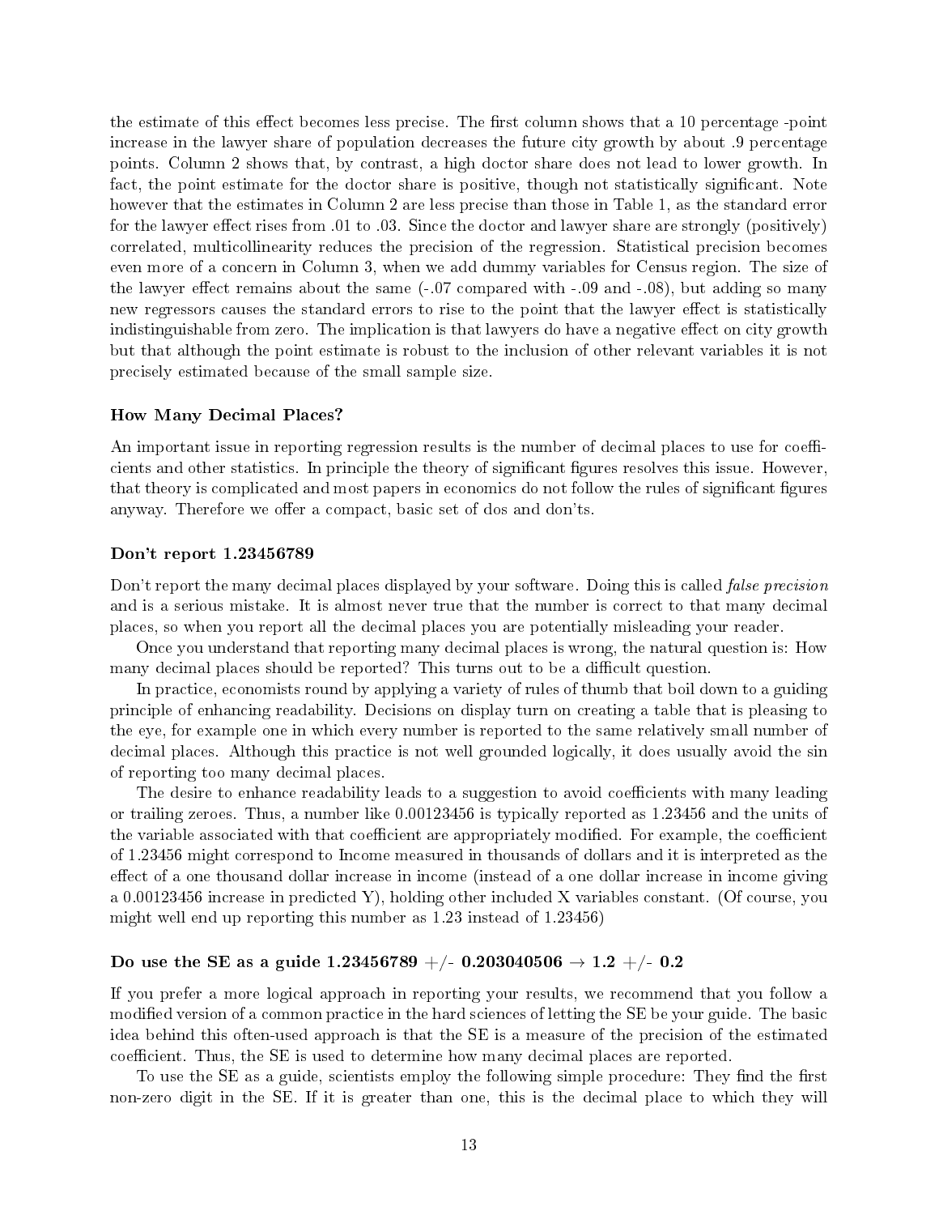the estimate of this effect becomes less precise. The first column shows that a 10 percentage -point increase in the lawyer share of population decreases the future city growth by about .9 percentage points. Column 2 shows that, by contrast, a high doctor share does not lead to lower growth. In fact, the point estimate for the doctor share is positive, though not statistically significant. Note however that the estimates in Column 2 are less precise than those in Table 1, as the standard error for the lawyer effect rises from .01 to .03. Since the doctor and lawyer share are strongly (positively) correlated, multicollinearity reduces the precision of the regression. Statistical precision becomes even more of a concern in Column 3, when we add dummy variables for Census region. The size of the lawyer effect remains about the same (-.07 compared with -.09 and -.08), but adding so many new regressors causes the standard errors to rise to the point that the lawyer effect is statistically indistinguishable from zero. The implication is that lawyers do have a negative effect on city growth but that although the point estimate is robust to the inclusion of other relevant variables it is not precisely estimated because of the small sample size.

### How Many Decimal Places?

An important issue in reporting regression results is the number of decimal places to use for coefficients and other statistics. In principle the theory of significant figures resolves this issue. However, that theory is complicated and most papers in economics do not follow the rules of significant figures anyway. Therefore we offer a compact, basic set of dos and don'ts.

### Don't report 1.23456789

Don't report the many decimal places displayed by your software. Doing this is called *false precision* and is a serious mistake. It is almost never true that the number is correct to that many decimal places, so when you report all the decimal places you are potentially misleading your reader.

Once you understand that reporting many decimal places is wrong, the natural question is: How many decimal places should be reported? This turns out to be a difficult question.

In practice, economists round by applying a variety of rules of thumb that boil down to a guiding principle of enhancing readability. Decisions on display turn on creating a table that is pleasing to the eye, for example one in which every number is reported to the same relatively small number of decimal places. Although this practice is not well grounded logically, it does usually avoid the sin of reporting too many decimal places.

The desire to enhance readability leads to a suggestion to avoid coefficients with many leading or trailing zeroes. Thus, a number like 0.00123456 is typically reported as 1.23456 and the units of the variable associated with that coefficient are appropriately modified. For example, the coefficient of 1.23456 might correspond to Income measured in thousands of dollars and it is interpreted as the effect of a one thousand dollar increase in income (instead of a one dollar increase in income giving a 0.00123456 increase in predicted Y), holding other included X variables constant. (Of course, you might well end up reporting this number as 1.23 instead of 1.23456)

### Do use the SE as a guide 1.23456789 +/- 0.203040506 → 1.2 +/- 0.2

If you prefer a more logical approach in reporting your results, we recommend that you follow a modified version of a common practice in the hard sciences of letting the SE be your guide. The basic idea behind this often-used approach is that the SE is a measure of the precision of the estimated coefficient. Thus, the SE is used to determine how many decimal places are reported.

To use the SE as a guide, scientists employ the following simple procedure: They find the first non-zero digit in the SE. If it is greater than one, this is the decimal place to which they will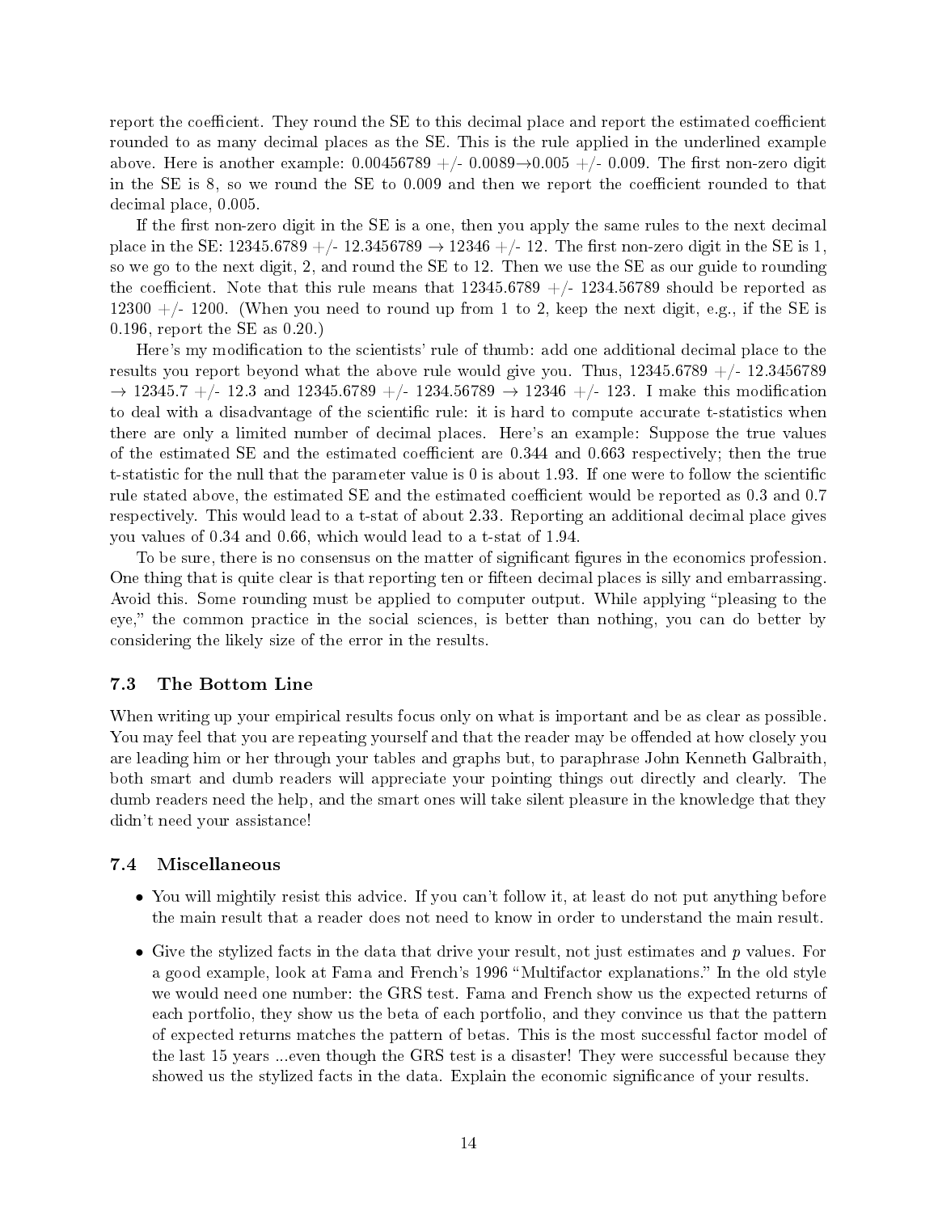report the coefficient. They round the SE to this decimal place and report the estimated coefficient rounded to as many decimal places as the SE. This is the rule applied in the underlined example above. Here is another example: 0.00456789 +/- 0.0089→0.005 +/- 0.009. The first non-zero digit in the SE is 8, so we round the SE to 0.009 and then we report the coefficient rounded to that decimal place, 0.005.

If the first non-zero digit in the SE is a one, then you apply the same rules to the next decimal place in the SE: 12345.6789 +/- 12.3456789 → 12346 +/- 12. The first non-zero digit in the SE is 1, so we go to the next digit, 2, and round the SE to 12. Then we use the SE as our guide to rounding the coefficient. Note that this rule means that 12345.6789 +/- 1234.56789 should be reported as 12300 +/- 1200. (When you need to round up from 1 to 2, keep the next digit, e.g., if the SE is 0.196, report the SE as 0.20.)

Here's my modification to the scientists' rule of thumb: add one additional decimal place to the results you report beyond what the above rule would give you. Thus, 12345.6789 +/- 12.3456789 → 12345.7 +/- 12.3 and 12345.6789 +/- 1234.56789 → 12346 +/- 123. I make this modification to deal with a disadvantage of the scientific rule: it is hard to compute accurate t-statistics when there are only a limited number of decimal places. Here's an example: Suppose the true values of the estimated SE and the estimated coefficient are 0.344 and 0.663 respectively; then the true t-statistic for the null that the parameter value is 0 is about 1.93. If one were to follow the scientific rule stated above, the estimated SE and the estimated coefficient would be reported as 0.3 and 0.7 respectively. This would lead to a t-stat of about 2.33. Reporting an additional decimal place gives you values of 0.34 and 0.66, which would lead to a t-stat of 1.94.

To be sure, there is no consensus on the matter of significant figures in the economics profession. One thing that is quite clear is that reporting ten or fifteen decimal places is silly and embarrassing. Avoid this. Some rounding must be applied to computer output. While applying "pleasing to the eye," the common practice in the social sciences, is better than nothing, you can do better by considering the likely size of the error in the results.

### 7.3 The Bottom Line

When writing up your empirical results focus only on what is important and be as clear as possible. You may feel that you are repeating yourself and that the reader may be offended at how closely you are leading him or her through your tables and graphs but, to paraphrase John Kenneth Galbraith, both smart and dumb readers will appreciate your pointing things out directly and clearly. The dumb readers need the help, and the smart ones will take silent pleasure in the knowledge that they didn't need your assistance!

### 7.4 Miscellaneous

- You will mightily resist this advice. If you can't follow it, at least do not put anything before the main result that a reader does not need to know in order to understand the main result.
- Give the stylized facts in the data that drive your result, not just estimates and $p$ values. For a good example, look at Fama and French's 1996 "Multifactor explanations." In the old style we would need one number: the GRS test. Fama and French show us the expected returns of each portfolio, they show us the beta of each portfolio, and they convince us that the pattern of expected returns matches the pattern of betas. This is the most successful factor model of the last 15 years ...even though the GRS test is a disaster! They were successful because they showed us the stylized facts in the data. Explain the economic significance of your results.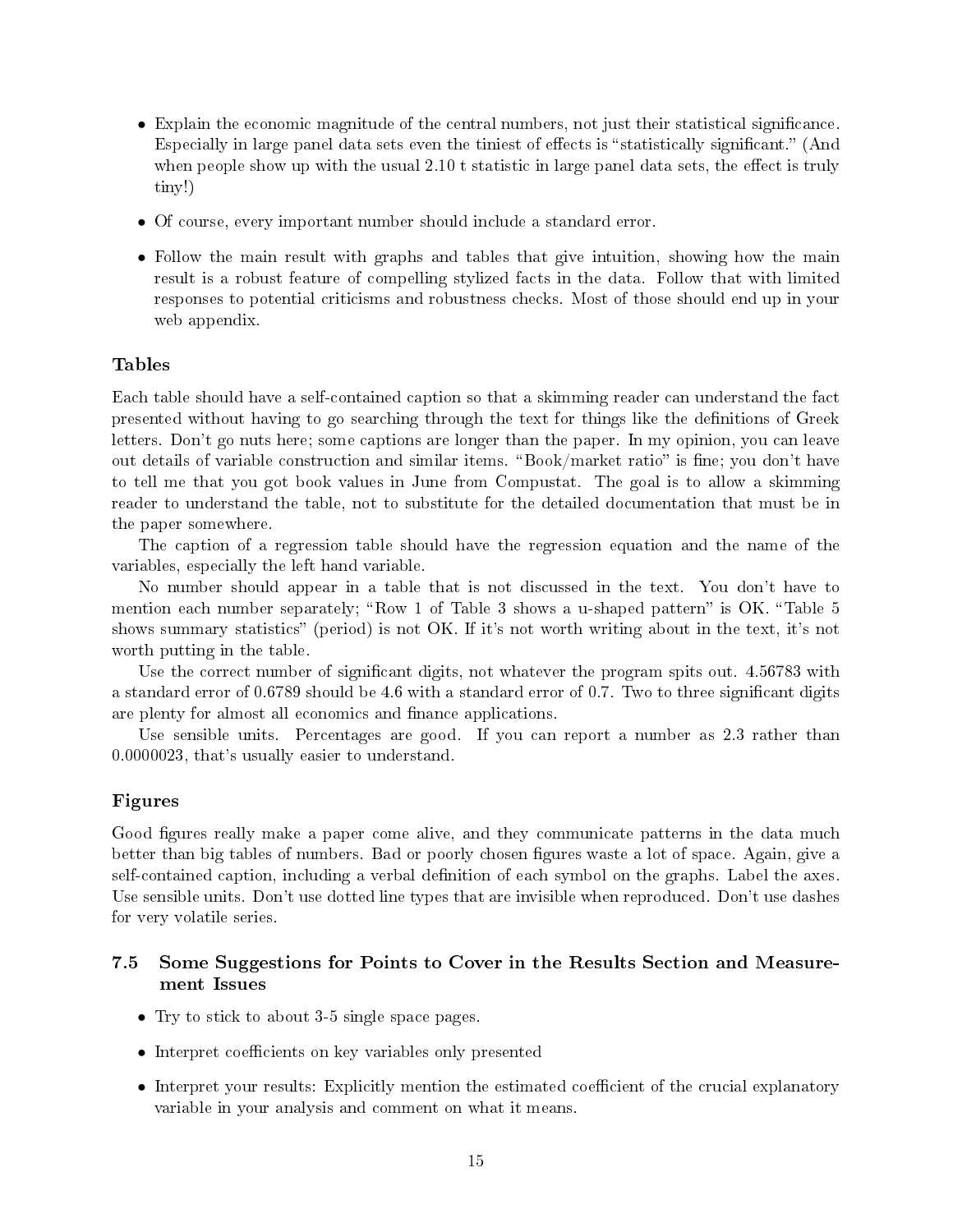- Explain the economic magnitude of the central numbers, not just their statistical significance. Especially in large panel data sets even the tiniest of effects is "statistically significant." (And when people show up with the usual 2.10 t statistic in large panel data sets, the effect is truly tiny!)
- Of course, every important number should include a standard error.
- Follow the main result with graphs and tables that give intuition, showing how the main result is a robust feature of compelling stylized facts in the data. Follow that with limited responses to potential criticisms and robustness checks. Most of those should end up in your web appendix.

### Tables

Each table should have a self-contained caption so that a skimming reader can understand the fact presented without having to go searching through the text for things like the definitions of Greek letters. Don't go nuts here; some captions are longer than the paper. In my opinion, you can leave out details of variable construction and similar items. "Book/market ratio" is fine; you don't have to tell me that you got book values in June from Compustat. The goal is to allow a skimming reader to understand the table, not to substitute for the detailed documentation that must be in the paper somewhere.

The caption of a regression table should have the regression equation and the name of the variables, especially the left hand variable.

No number should appear in a table that is not discussed in the text. You don't have to mention each number separately; "Row 1 of Table 3 shows a u-shaped pattern" is OK. "Table 5 shows summary statistics" (period) is not OK. If it's not worth writing about in the text, it's not worth putting in the table.

Use the correct number of significant digits, not whatever the program spits out. 4.56783 with a standard error of 0.6789 should be 4.6 with a standard error of 0.7. Two to three significant digits are plenty for almost all economics and finance applications.

Use sensible units. Percentages are good. If you can report a number as 2.3 rather than 0.0000023, that's usually easier to understand.

### Figures

Good figures really make a paper come alive, and they communicate patterns in the data much better than big tables of numbers. Bad or poorly chosen figures waste a lot of space. Again, give a self-contained caption, including a verbal definition of each symbol on the graphs. Label the axes. Use sensible units. Don't use dotted line types that are invisible when reproduced. Don't use dashes for very volatile series.

## 7.5 Some Suggestions for Points to Cover in the Results Section and Measurement Issues

- Try to stick to about 3-5 single space pages.
- Interpret coefficients on key variables only presented
- Interpret your results: Explicitly mention the estimated coefficient of the crucial explanatory variable in your analysis and comment on what it means.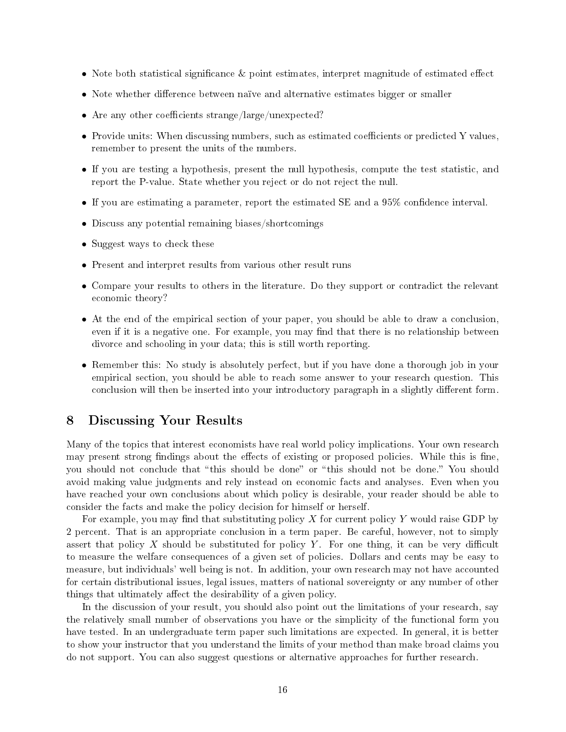- Note both statistical significance & point estimates, interpret magnitude of estimated effect
- Note whether difference between naïve and alternative estimates bigger or smaller
- Are any other coefficients strange/large/unexpected?
- Provide units: When discussing numbers, such as estimated coefficients or predicted Y values, remember to present the units of the numbers.
- If you are testing a hypothesis, present the null hypothesis, compute the test statistic, and report the P-value. State whether you reject or do not reject the null.
- If you are estimating a parameter, report the estimated SE and a 95% confidence interval.
- Discuss any potential remaining biases/shortcomings
- Suggest ways to check these
- Present and interpret results from various other result runs
- Compare your results to others in the literature. Do they support or contradict the relevant economic theory?
- At the end of the empirical section of your paper, you should be able to draw a conclusion, even if it is a negative one. For example, you may find that there is no relationship between divorce and schooling in your data; this is still worth reporting.
- Remember this: No study is absolutely perfect, but if you have done a thorough job in your empirical section, you should be able to reach some answer to your research question. This conclusion will then be inserted into your introductory paragraph in a slightly different form.

## 8 Discussing Your Results

Many of the topics that interest economists have real world policy implications. Your own research may present strong findings about the effects of existing or proposed policies. While this is fine, you should not conclude that "this should be done" or "this should not be done." You should avoid making value judgments and rely instead on economic facts and analyses. Even when you have reached your own conclusions about which policy is desirable, your reader should be able to consider the facts and make the policy decision for himself or herself.

For example, you may find that substituting policy $X$ for current policy $Y$ would raise GDP by 2 percent. That is an appropriate conclusion in a term paper. Be careful, however, not to simply assert that policy $X$ should be substituted for policy $Y$. For one thing, it can be very difficult to measure the welfare consequences of a given set of policies. Dollars and cents may be easy to measure, but individuals' well being is not. In addition, your own research may not have accounted for certain distributional issues, legal issues, matters of national sovereignty or any number of other things that ultimately affect the desirability of a given policy.

In the discussion of your result, you should also point out the limitations of your research, say the relatively small number of observations you have or the simplicity of the functional form you have tested. In an undergraduate term paper such limitations are expected. In general, it is better to show your instructor that you understand the limits of your method than make broad claims you do not support. You can also suggest questions or alternative approaches for further research.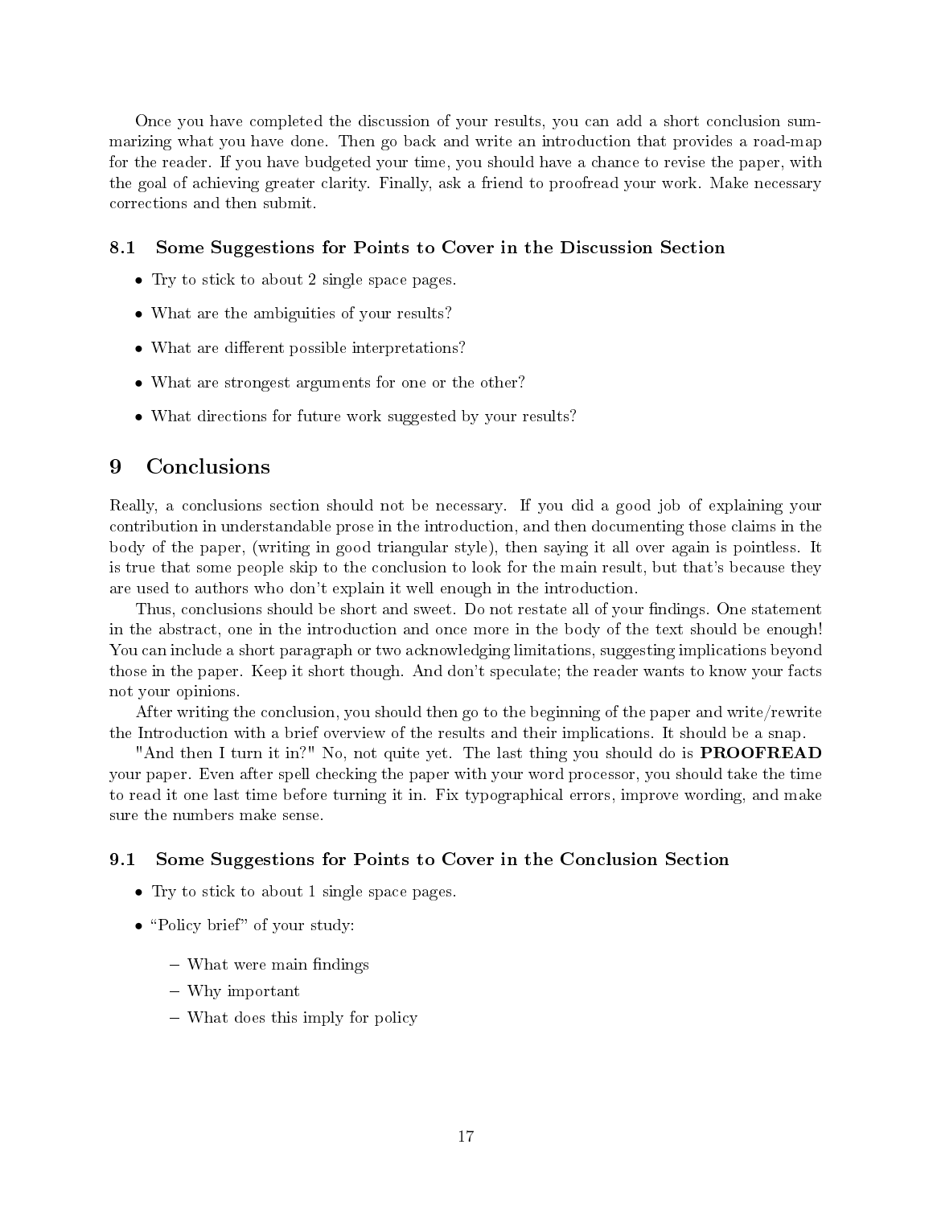Once you have completed the discussion of your results, you can add a short conclusion summarizing what you have done. Then go back and write an introduction that provides a road-map for the reader. If you have budgeted your time, you should have a chance to revise the paper, with the goal of achieving greater clarity. Finally, ask a friend to proofread your work. Make necessary corrections and then submit.

### 8.1 Some Suggestions for Points to Cover in the Discussion Section

- Try to stick to about 2 single space pages.
- What are the ambiguities of your results?
- What are different possible interpretations?
- What are strongest arguments for one or the other?
- What directions for future work suggested by your results?

## 9 Conclusions

Really, a conclusions section should not be necessary. If you did a good job of explaining your contribution in understandable prose in the introduction, and then documenting those claims in the body of the paper, (writing in good triangular style), then saying it all over again is pointless. It is true that some people skip to the conclusion to look for the main result, but that's because they are used to authors who don't explain it well enough in the introduction.

Thus, conclusions should be short and sweet. Do not restate all of your findings. One statement in the abstract, one in the introduction and once more in the body of the text should be enough! You can include a short paragraph or two acknowledging limitations, suggesting implications beyond those in the paper. Keep it short though. And don't speculate; the reader wants to know your facts not your opinions.

After writing the conclusion, you should then go to the beginning of the paper and write/rewrite the Introduction with a brief overview of the results and their implications. It should be a snap.

"And then I turn it in?" No, not quite yet. The last thing you should do is **PROOFREAD** your paper. Even after spell checking the paper with your word processor, you should take the time to read it one last time before turning it in. Fix typographical errors, improve wording, and make sure the numbers make sense.

### 9.1 Some Suggestions for Points to Cover in the Conclusion Section

- Try to stick to about 1 single space pages.
- "Policy brief" of your study:
  - What were main findings
  - Why important
  - What does this imply for policy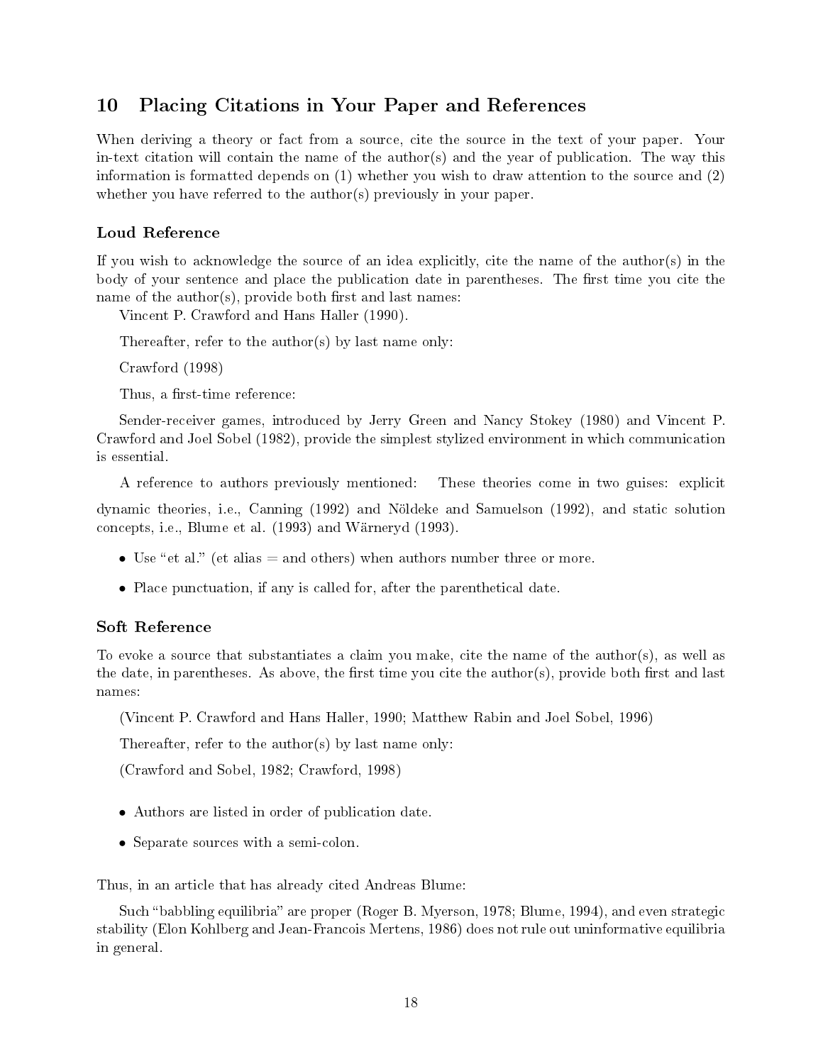## 10 Placing Citations in Your Paper and References

When deriving a theory or fact from a source, cite the source in the text of your paper. Your in-text citation will contain the name of the author(s) and the year of publication. The way this information is formatted depends on (1) whether you wish to draw attention to the source and (2) whether you have referred to the author(s) previously in your paper.

### Loud Reference

If you wish to acknowledge the source of an idea explicitly, cite the name of the author(s) in the body of your sentence and place the publication date in parentheses. The first time you cite the name of the author(s), provide both first and last names:

Vincent P. Crawford and Hans Haller (1990).

Thereafter, refer to the author(s) by last name only:

Crawford (1998)

Thus, a first-time reference:

Sender-receiver games, introduced by Jerry Green and Nancy Stokey (1980) and Vincent P. Crawford and Joel Sobel (1982), provide the simplest stylized environment in which communication is essential.

A reference to authors previously mentioned: These theories come in two guises: explicit dynamic theories, i.e., Canning (1992) and Nöldeke and Samuelson (1992), and static solution concepts, i.e., Blume et al. (1993) and Wärneryd (1993).

- Use "et al." (et alias = and others) when authors number three or more.
- Place punctuation, if any is called for, after the parenthetical date.

### Soft Reference

To evoke a source that substantiates a claim you make, cite the name of the author(s), as well as the date, in parentheses. As above, the first time you cite the author(s), provide both first and last names:

(Vincent P. Crawford and Hans Haller, 1990; Matthew Rabin and Joel Sobel, 1996)

Thereafter, refer to the author(s) by last name only:

(Crawford and Sobel, 1982; Crawford, 1998)

- Authors are listed in order of publication date.
- Separate sources with a semi-colon.

Thus, in an article that has already cited Andreas Blume:

Such "babbling equilibria" are proper (Roger B. Myerson, 1978; Blume, 1994), and even strategic stability (Elon Kohlberg and Jean-Francois Mertens, 1986) does not rule out uninformative equilibria in general.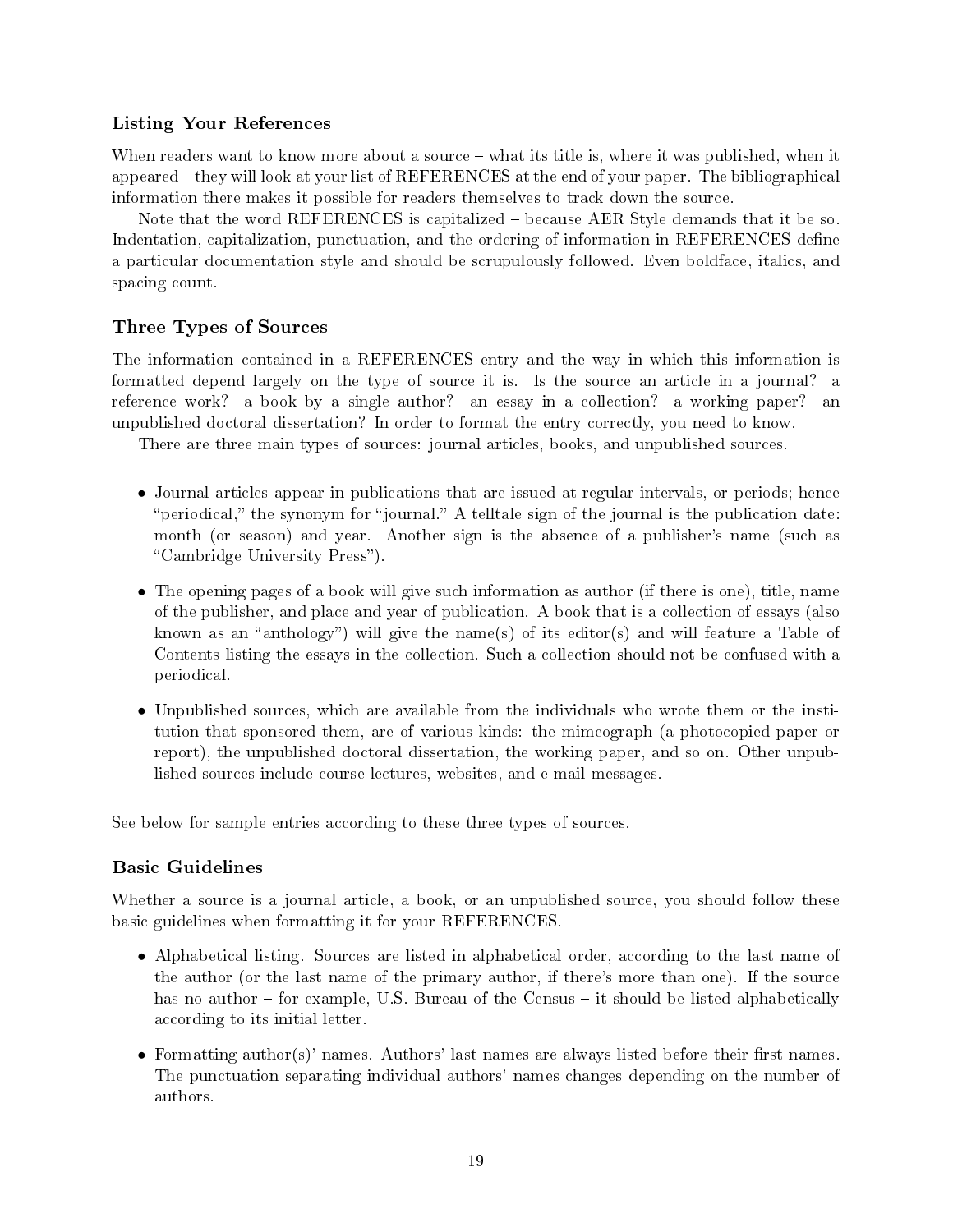### Listing Your References

When readers want to know more about a source – what its title is, where it was published, when it appeared – they will look at your list of REFERENCES at the end of your paper. The bibliographical information there makes it possible for readers themselves to track down the source.

Note that the word REFERENCES is capitalized – because AER Style demands that it be so. Indentation, capitalization, punctuation, and the ordering of information in REFERENCES define a particular documentation style and should be scrupulously followed. Even boldface, italics, and spacing count.

### Three Types of Sources

The information contained in a REFERENCES entry and the way in which this information is formatted depend largely on the type of source it is. Is the source an article in a journal? a reference work? a book by a single author? an essay in a collection? a working paper? an unpublished doctoral dissertation? In order to format the entry correctly, you need to know.

There are three main types of sources: journal articles, books, and unpublished sources.

- Journal articles appear in publications that are issued at regular intervals, or periods; hence "periodical," the synonym for "journal." A telltale sign of the journal is the publication date: month (or season) and year. Another sign is the absence of a publisher's name (such as "Cambridge University Press").
- The opening pages of a book will give such information as author (if there is one), title, name of the publisher, and place and year of publication. A book that is a collection of essays (also known as an "anthology") will give the name(s) of its editor(s) and will feature a Table of Contents listing the essays in the collection. Such a collection should not be confused with a periodical.
- Unpublished sources, which are available from the individuals who wrote them or the institution that sponsored them, are of various kinds: the mimeograph (a photocopied paper or report), the unpublished doctoral dissertation, the working paper, and so on. Other unpublished sources include course lectures, websites, and e-mail messages.

See below for sample entries according to these three types of sources.

### Basic Guidelines

Whether a source is a journal article, a book, or an unpublished source, you should follow these basic guidelines when formatting it for your REFERENCES.

- Alphabetical listing. Sources are listed in alphabetical order, according to the last name of the author (or the last name of the primary author, if there's more than one). If the source has no author – for example, U.S. Bureau of the Census – it should be listed alphabetically according to its initial letter.
- Formatting author(s)' names. Authors' last names are always listed before their first names. The punctuation separating individual authors' names changes depending on the number of authors.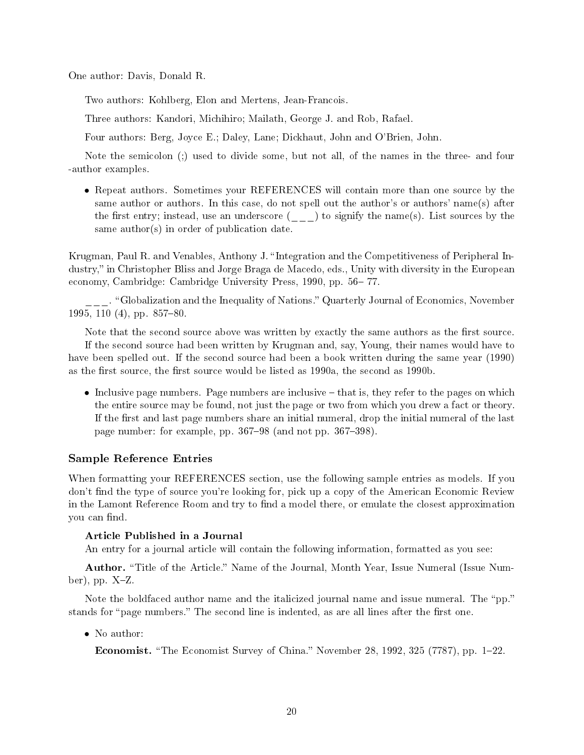One author: Davis, Donald R.

Two authors: Kohlberg, Elon and Mertens, Jean-Francois.

Three authors: Kandori, Michihiro; Mailath, George J. and Rob, Rafael.

Four authors: Berg, Joyce E.; Daley, Lane; Dickhaut, John and O'Brien, John.

Note the semicolon (;) used to divide some, but not all, of the names in the three- and four -author examples.

- Repeat authors. Sometimes your REFERENCES will contain more than one source by the same author or authors. In this case, do not spell out the author's or authors' name(s) after the first entry; instead, use an underscore (___) to signify the name(s). List sources by the same author(s) in order of publication date.

Krugman, Paul R. and Venables, Anthony J. "Integration and the Competitiveness of Peripheral Industry," in Christopher Bliss and Jorge Braga de Macedo, eds., Unity with diversity in the European economy, Cambridge: Cambridge University Press, 1990, pp. 56– 77.

___. "Globalization and the Inequality of Nations." Quarterly Journal of Economics, November 1995, 110 (4), pp. 857–80.

Note that the second source above was written by exactly the same authors as the first source. If the second source had been written by Krugman and, say, Young, their names would have to have been spelled out. If the second source had been a book written during the same year (1990) as the first source, the first source would be listed as 1990a, the second as 1990b.

- Inclusive page numbers. Page numbers are inclusive – that is, they refer to the pages on which the entire source may be found, not just the page or two from which you drew a fact or theory. If the first and last page numbers share an initial numeral, drop the initial numeral of the last page number: for example, pp. 367–98 (and not pp. 367–398).

### Sample Reference Entries

When formatting your REFERENCES section, use the following sample entries as models. If you don't find the type of source you're looking for, pick up a copy of the American Economic Review in the Lamont Reference Room and try to find a model there, or emulate the closest approximation you can find.

#### Article Published in a Journal

An entry for a journal article will contain the following information, formatted as you see:

**Author.** "Title of the Article." Name of the Journal, Month Year, Issue Numeral (Issue Number), pp. X–Z.

Note the boldfaced author name and the italicized journal name and issue numeral. The "pp." stands for "page numbers." The second line is indented, as are all lines after the first one.

- No author:

  **Economist.** "The Economist Survey of China." November 28, 1992, 325 (7787), pp. 1–22.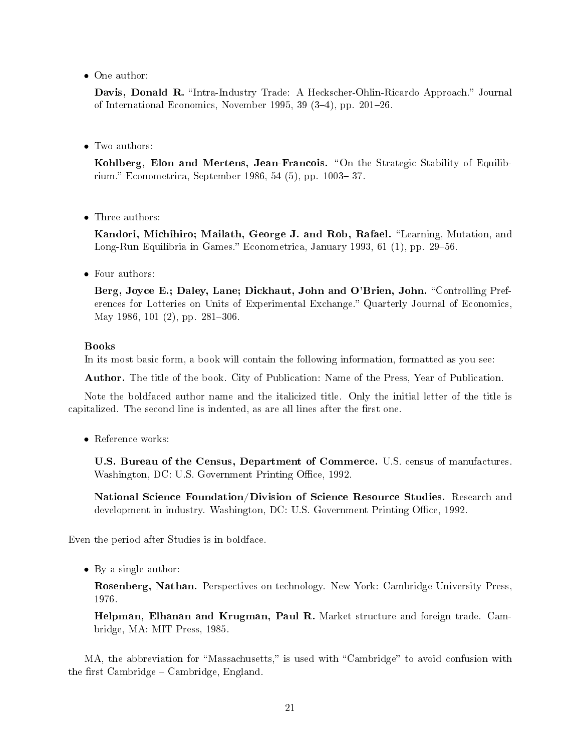- One author:

  **Davis, Donald R.** "Intra-Industry Trade: A Heckscher-Ohlin-Ricardo Approach." Journal of International Economics, November 1995, 39 (3–4), pp. 201–26.

- Two authors:

  **Kohlberg, Elon and Mertens, Jean-Francois.** "On the Strategic Stability of Equilibrium." Econometrica, September 1986, 54 (5), pp. 1003– 37.

- Three authors:

  **Kandori, Michihiro; Mailath, George J. and Rob, Rafael.** "Learning, Mutation, and Long-Run Equilibria in Games." Econometrica, January 1993, 61 (1), pp. 29–56.

- Four authors:

  **Berg, Joyce E.; Daley, Lane; Dickhaut, John and O'Brien, John.** "Controlling Preferences for Lotteries on Units of Experimental Exchange." Quarterly Journal of Economics, May 1986, 101 (2), pp. 281–306.

**Books**

In its most basic form, a book will contain the following information, formatted as you see:

**Author.** The title of the book. City of Publication: Name of the Press, Year of Publication.

Note the boldfaced author name and the italicized title. Only the initial letter of the title is capitalized. The second line is indented, as are all lines after the first one.

- Reference works:

  **U.S. Bureau of the Census, Department of Commerce.** U.S. census of manufactures. Washington, DC: U.S. Government Printing Office, 1992.

  **National Science Foundation/Division of Science Resource Studies.** Research and development in industry. Washington, DC: U.S. Government Printing Office, 1992.

Even the period after Studies is in boldface.

- By a single author:

  **Rosenberg, Nathan.** Perspectives on technology. New York: Cambridge University Press, 1976.

  **Helpman, Elhanan and Krugman, Paul R.** Market structure and foreign trade. Cambridge, MA: MIT Press, 1985.

MA, the abbreviation for "Massachusetts," is used with "Cambridge" to avoid confusion with the first Cambridge – Cambridge, England.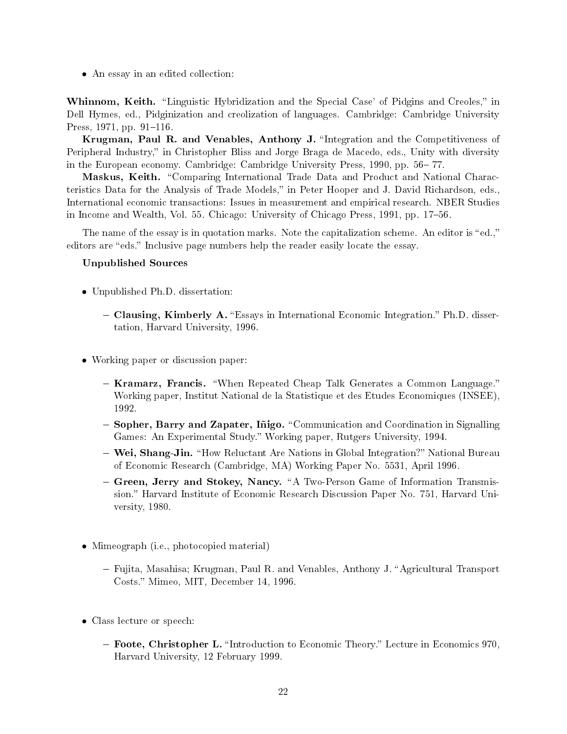- An essay in an edited collection:

**Whinnom, Keith.** "Linguistic Hybridization and the Special Case' of Pidgins and Creoles," in Dell Hymes, ed., Pidginization and creolization of languages. Cambridge: Cambridge University Press, 1971, pp. 91–116.

**Krugman, Paul R. and Venables, Anthony J.** "Integration and the Competitiveness of Peripheral Industry," in Christopher Bliss and Jorge Braga de Macedo, eds., Unity with diversity in the European economy. Cambridge: Cambridge University Press, 1990, pp. 56– 77.

**Maskus, Keith.** "Comparing International Trade Data and Product and National Characteristics Data for the Analysis of Trade Models," in Peter Hooper and J. David Richardson, eds., International economic transactions: Issues in measurement and empirical research. NBER Studies in Income and Wealth, Vol. 55. Chicago: University of Chicago Press, 1991, pp. 17–56.

The name of the essay is in quotation marks. Note the capitalization scheme. An editor is "ed.," editors are "eds." Inclusive page numbers help the reader easily locate the essay.

**Unpublished Sources**

- Unpublished Ph.D. dissertation:
  - **Clausing, Kimberly A.** "Essays in International Economic Integration." Ph.D. dissertation, Harvard University, 1996.

- Working paper or discussion paper:
  - **Kramarz, Francis.** "When Repeated Cheap Talk Generates a Common Language." Working paper, Institut National de la Statistique et des Etudes Economiques (INSEE), 1992.
  - **Sopher, Barry and Zapater, Iñigo.** "Communication and Coordination in Signalling Games: An Experimental Study." Working paper, Rutgers University, 1994.
  - **Wei, Shang-Jin.** "How Reluctant Are Nations in Global Integration?" National Bureau of Economic Research (Cambridge, MA) Working Paper No. 5531, April 1996.
  - **Green, Jerry and Stokey, Nancy.** "A Two-Person Game of Information Transmission." Harvard Institute of Economic Research Discussion Paper No. 751, Harvard University, 1980.

- Mimeograph (i.e., photocopied material)
  - Fujita, Masahisa; Krugman, Paul R. and Venables, Anthony J. "Agricultural Transport Costs." Mimeo, MIT, December 14, 1996.

- Class lecture or speech:
  - **Foote, Christopher L.** "Introduction to Economic Theory." Lecture in Economics 970, Harvard University, 12 February 1999.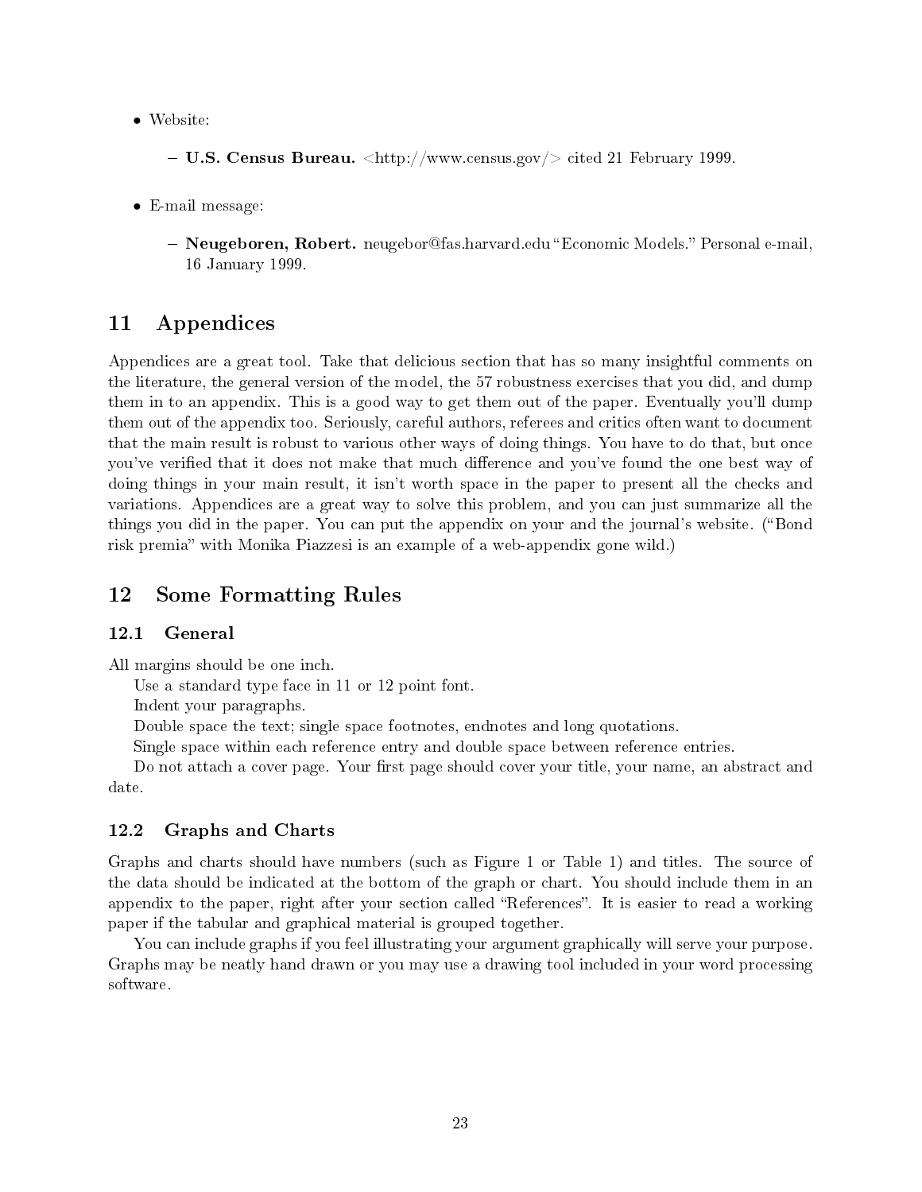- Website:
  - **U.S. Census Bureau.** <http://www.census.gov/> cited 21 February 1999.

- E-mail message:
  - **Neugeboren, Robert.** neugebor@fas.harvard.edu "Economic Models." Personal e-mail, 16 January 1999.

## 11 Appendices

Appendices are a great tool. Take that delicious section that has so many insightful comments on the literature, the general version of the model, the 57 robustness exercises that you did, and dump them in to an appendix. This is a good way to get them out of the paper. Eventually you'll dump them out of the appendix too. Seriously, careful authors, referees and critics often want to document that the main result is robust to various other ways of doing things. You have to do that, but once you've verified that it does not make that much difference and you've found the one best way of doing things in your main result, it isn't worth space in the paper to present all the checks and variations. Appendices are a great way to solve this problem, and you can just summarize all the things you did in the paper. You can put the appendix on your and the journal's website. ("Bond risk premia" with Monika Piazzesi is an example of a web-appendix gone wild.)

## 12 Some Formatting Rules

### 12.1 General

All margins should be one inch.

Use a standard type face in 11 or 12 point font.

Indent your paragraphs.

Double space the text; single space footnotes, endnotes and long quotations.

Single space within each reference entry and double space between reference entries.

Do not attach a cover page. Your first page should cover your title, your name, an abstract and date.

### 12.2 Graphs and Charts

Graphs and charts should have numbers (such as Figure 1 or Table 1) and titles. The source of the data should be indicated at the bottom of the graph or chart. You should include them in an appendix to the paper, right after your section called "References". It is easier to read a working paper if the tabular and graphical material is grouped together.

You can include graphs if you feel illustrating your argument graphically will serve your purpose. Graphs may be neatly hand drawn or you may use a drawing tool included in your word processing software.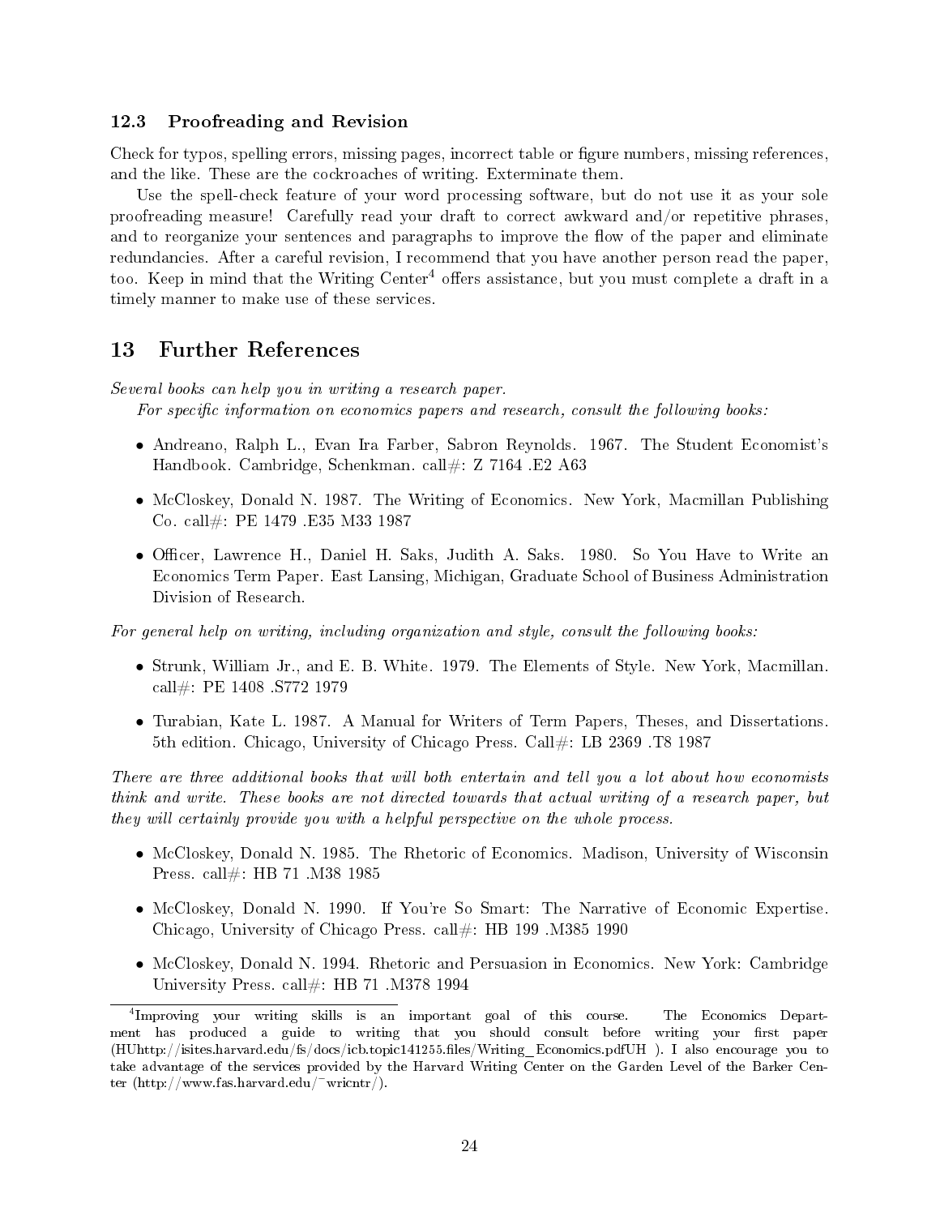### 12.3 Proofreading and Revision

Check for typos, spelling errors, missing pages, incorrect table or figure numbers, missing references, and the like. These are the cockroaches of writing. Exterminate them.

Use the spell-check feature of your word processing software, but do not use it as your sole proofreading measure! Carefully read your draft to correct awkward and/or repetitive phrases, and to reorganize your sentences and paragraphs to improve the flow of the paper and eliminate redundancies. After a careful revision, I recommend that you have another person read the paper, too. Keep in mind that the Writing Center[4] offers assistance, but you must complete a draft in a timely manner to make use of these services.

## 13 Further References

*Several books can help you in writing a research paper.*

*For specific information on economics papers and research, consult the following books:*

- Andreano, Ralph L., Evan Ira Farber, Sabron Reynolds. 1967. The Student Economist's Handbook. Cambridge, Schenkman. call#: Z 7164 .E2 A63
- McCloskey, Donald N. 1987. The Writing of Economics. New York, Macmillan Publishing Co. call#: PE 1479 .E35 M33 1987
- Officer, Lawrence H., Daniel H. Saks, Judith A. Saks. 1980. So You Have to Write an Economics Term Paper. East Lansing, Michigan, Graduate School of Business Administration Division of Research.

*For general help on writing, including organization and style, consult the following books:*

- Strunk, William Jr., and E. B. White. 1979. The Elements of Style. New York, Macmillan. call#: PE 1408 .S772 1979
- Turabian, Kate L. 1987. A Manual for Writers of Term Papers, Theses, and Dissertations. 5th edition. Chicago, University of Chicago Press. Call#: LB 2369 .T8 1987

*There are three additional books that will both entertain and tell you a lot about how economists think and write. These books are not directed towards that actual writing of a research paper, but they will certainly provide you with a helpful perspective on the whole process.*

- McCloskey, Donald N. 1985. The Rhetoric of Economics. Madison, University of Wisconsin Press. call#: HB 71 .M38 1985
- McCloskey, Donald N. 1990. If You're So Smart: The Narrative of Economic Expertise. Chicago, University of Chicago Press. call#: HB 199 .M385 1990
- McCloskey, Donald N. 1994. Rhetoric and Persuasion in Economics. New York: Cambridge University Press. call#: HB 71 .M378 1994

---

[4] Improving your writing skills is an important goal of this course. The Economics Department has produced a guide to writing that you should consult before writing your first paper (HUhttp://isites.harvard.edu/fs/docs/icb.topic141255.files/Writing_Economics.pdfUH ). I also encourage you to take advantage of the services provided by the Harvard Writing Center on the Garden Level of the Barker Center (http://www.fas.harvard.edu/~wricntr/).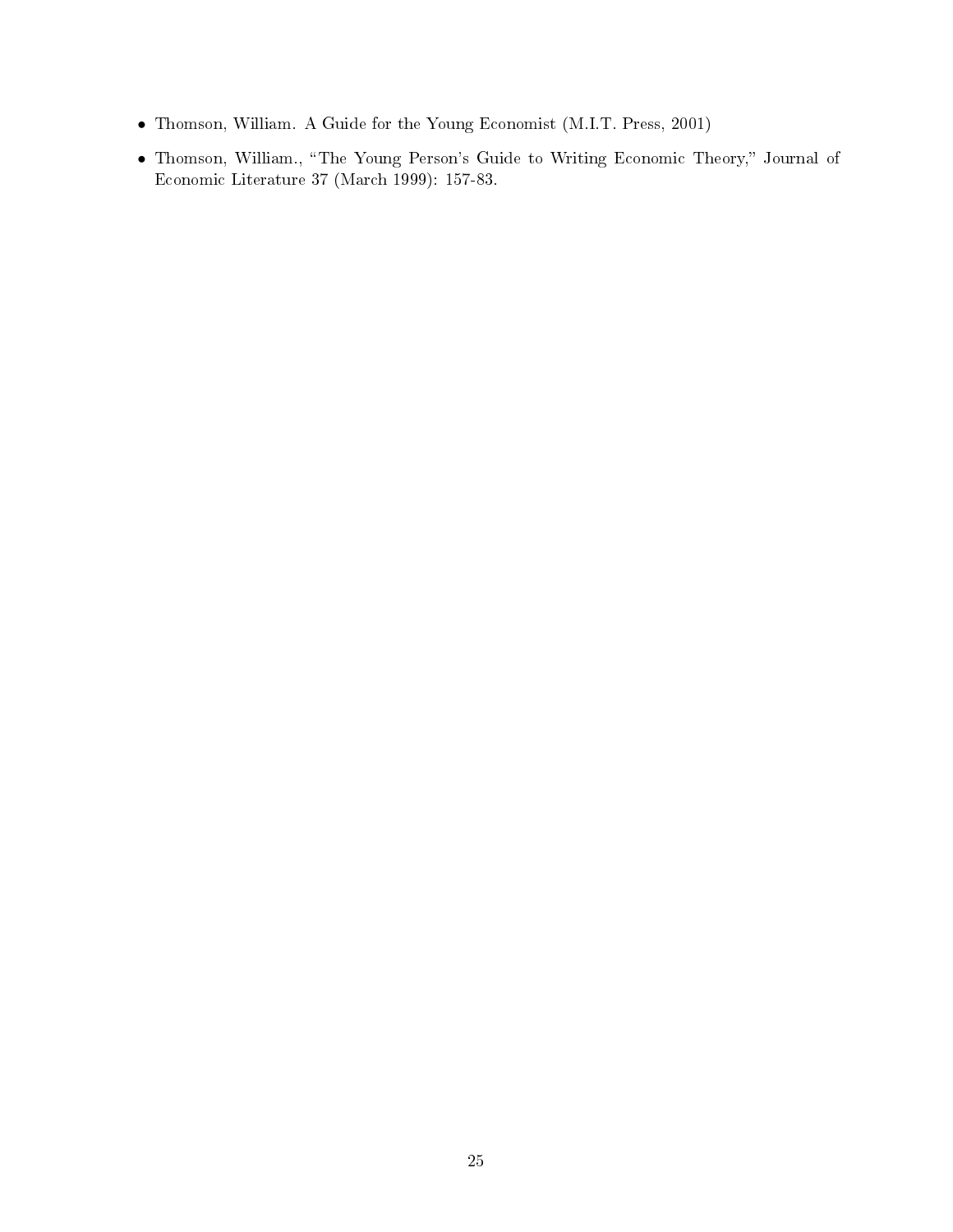- Thomson, William. A Guide for the Young Economist (M.I.T. Press, 2001)
- Thomson, William., "The Young Person's Guide to Writing Economic Theory," Journal of Economic Literature 37 (March 1999): 157-83.